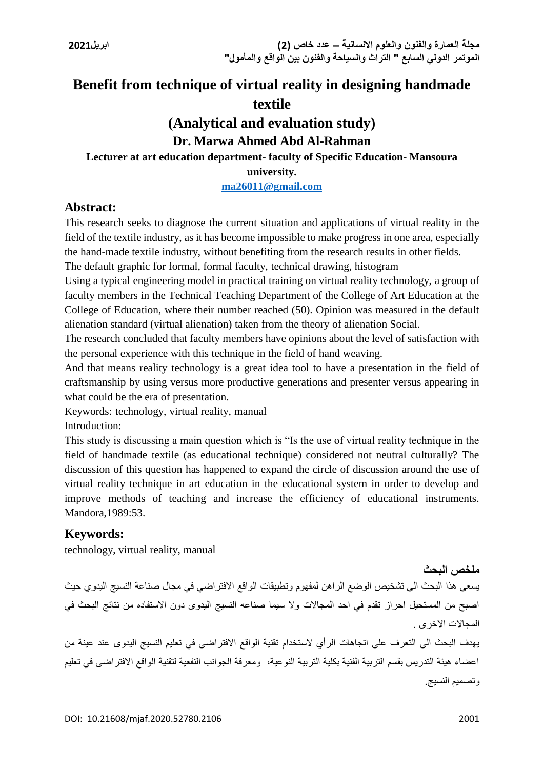# Benefit from technique of virtual reality in designing handmade textile

## (Analytical and evaluation study)

### Dr. Marwa Ahmed Abd Al-Rahman

**Lecturer at art education department- faculty of Specific Education- Mansoura university.**

**ma26011@gmail.com**

## Abstract:

This research seeks to diagnose the current situation and applications of virtual reality in the field of the textile industry, as it has become impossible to make progress in one area, especially the hand-made textile industry, without benefiting from the research results in other fields.

The default graphic for formal, formal faculty, technical drawing, histogram

Using a typical engineering model in practical training on virtual reality technology, a group of faculty members in the Technical Teaching Department of the College of Art Education at the College of Education, where their number reached (50). Opinion was measured in the default alienation standard (virtual alienation) taken from the theory of alienation Social.

The research concluded that faculty members have opinions about the level of satisfaction with the personal experience with this technique in the field of hand weaving.

And that means reality technology is a great idea tool to have a presentation in the field of craftsmanship by using versus more productive generations and presenter versus appearing in what could be the era of presentation.

Keywords: technology, virtual reality, manual

Introduction:

This study is discussing a main question which is "Is the use of virtual reality technique in the field of handmade textile (as educational technique) considered not neutral culturally? The discussion of this question has happened to expand the circle of discussion around the use of virtual reality technique in art education in the educational system in order to develop and improve methods of teaching and increase the efficiency of educational instruments. Mandora,1989:53.

## Keywords:

technology, virtual reality, manual

## ملخص البحث

يسعى هذا البحث الى تشخيص الوضع الراهن لمفهوم وتطبيقات الواقع الافتراضي في مجال صناعة النسيج اليدوي حيث اصبح من المستحيل احراز تقدم في احد المجالات ولا سيما صناعه النسيج اليدوى دون الاستفاده من نتائج البحث في المجالات الاخرى .

يهدف البحث الى التعرف على اتجاهات الرأي لاستخدام تقنية الواقع الافتراضى في تعليم النسيج اليدوى عند عينة من اعضاء هيئة التدريس بقسم التربية الفنية بكلية التربية النوعية، ومعرفة الجوانب النفعية لتقنية الواقع الافتراضى في تعليم وتصميم النسيج.

DOI: 10.21608/mjaf.2020.52780.2106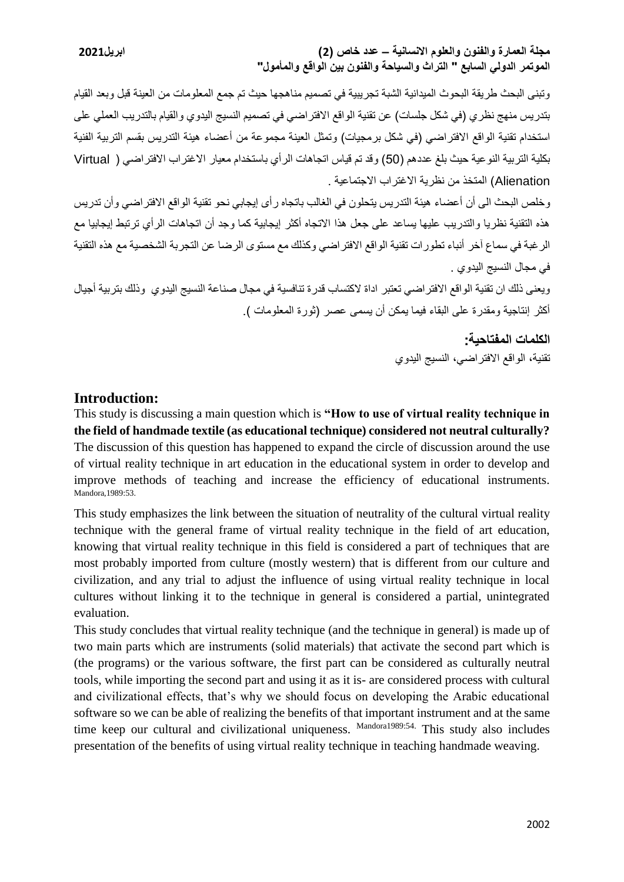وتبنى البحث طريقة البحوث الميدانية الشبة تجريبية في تصميم مناهجها حيث تم جمع المعلومات من العينة قبل وبعد القيام بتدريس منهج نظري (في شكل جلسات) عن تقنية الواقع الافتراضي في تصميم النسيج اليدوي والقيام بالتدريب العملي على استخدام تقنية الواقع الافتراضي (في شكل برمجيات) وتمثل العينة مجموعة من أعضاء هيئة التدريس بقسم التربية الفنية بكلية التربية النوعية حيث بلغ عددهم (50) وقد تم قياس اتجاهات الرأي باستخدام معيار الاغتراب الافتراضي ( Virtual Alienation) المتخذ من نظرية الاغتراب الاجتماعية .

وخلص البحث الى أن أعضاء هيئة التدريس يتحلون في الغالب باتجاه رأى إيجابي نحو تقنية الواقع الافتراضي وأن تدريس هذه التقنية نظريا والتدريب عليها يساعد على جعل هذا الاتجاه أكثر إيجابية كما وجد أن اتجاهات الرأي ترتبط إيجابيا مع الرغبة في سماع آخر أنباء تطورات تقنية الواقع الافتراضي وكذلك مع مستوى الرضا عن التجربة الشخصية مع هذه التقنية في مجال النسيج اليدوي .

ويعنى ذلك ان تقنية الواقع الافتراضي تعتبر اداة لاكتساب قدرة تنافسية في مجال صناعة النسيج اليدوي وذلك بتربية أجيال أكثر إنتاجية ومقدرة على البقاء فيما يمكن أن يسمى عصر (ثورة المعلومات ).

**الكلمات المفتاحية:**

تقنية، الواقع الافتراضي، النسيج اليدوي

## Introduction:

This study is discussing a main question which is **"How to use of virtual reality technique in the field of handmade textile (as educational technique) considered not neutral culturally?** The discussion of this question has happened to expand the circle of discussion around the use of virtual reality technique in art education in the educational system in order to develop and improve methods of teaching and increase the efficiency of educational instruments. Mandora,1989:53.

This study emphasizes the link between the situation of neutrality of the cultural virtual reality technique with the general frame of virtual reality technique in the field of art education, knowing that virtual reality technique in this field is considered a part of techniques that are most probably imported from culture (mostly western) that is different from our culture and civilization, and any trial to adjust the influence of using virtual reality technique in local cultures without linking it to the technique in general is considered a partial, unintegrated evaluation.

This study concludes that virtual reality technique (and the technique in general) is made up of two main parts which are instruments (solid materials) that activate the second part which is (the programs) or the various software, the first part can be considered as culturally neutral tools, while importing the second part and using it as it is- are considered process with cultural and civilizational effects, that's why we should focus on developing the Arabic educational software so we can be able of realizing the benefits of that important instrument and at the same time keep our cultural and civilizational uniqueness. Mandora1989:54. This study also includes presentation of the benefits of using virtual reality technique in teaching handmade weaving.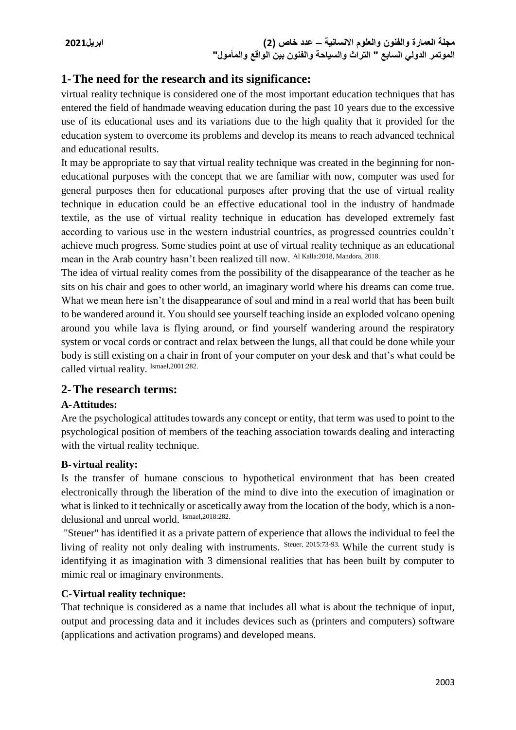## 1- The need for the research and its significance:

virtual reality technique is considered one of the most important education techniques that has entered the field of handmade weaving education during the past 10 years due to the excessive use of its educational uses and its variations due to the high quality that it provided for the education system to overcome its problems and develop its means to reach advanced technical and educational results.

It may be appropriate to say that virtual reality technique was created in the beginning for non-educational purposes with the concept that we are familiar with now, computer was used for general purposes then for educational purposes after proving that the use of virtual reality technique in education could be an effective educational tool in the industry of handmade textile, as the use of virtual reality technique in education has developed extremely fast according to various use in the western industrial countries, as progressed countries couldn't achieve much progress. Some studies point at use of virtual reality technique as an educational mean in the Arab country hasn't been realized till now. [Al Kalla:2018, Mandora, 2018.]

The idea of virtual reality comes from the possibility of the disappearance of the teacher as he sits on his chair and goes to other world, an imaginary world where his dreams can come true. What we mean here isn't the disappearance of soul and mind in a real world that has been built to be wandered around it. You should see yourself teaching inside an exploded volcano opening around you while lava is flying around, or find yourself wandering around the respiratory system or vocal cords or contract and relax between the lungs, all that could be done while your body is still existing on a chair in front of your computer on your desk and that's what could be called virtual reality. [Ismael,2001:282.]

## 2- The research terms:

### A- Attitudes:

Are the psychological attitudes towards any concept or entity, that term was used to point to the psychological position of members of the teaching association towards dealing and interacting with the virtual reality technique.

### B- virtual reality:

Is the transfer of humane conscious to hypothetical environment that has been created electronically through the liberation of the mind to dive into the execution of imagination or what is linked to it technically or ascetically away from the location of the body, which is a non-delusional and unreal world. [Ismael,2018:282.]

"Steuer" has identified it as a private pattern of experience that allows the individual to feel the living of reality not only dealing with instruments. [Steuer, 2015:73-93.] While the current study is identifying it as imagination with 3 dimensional realities that has been built by computer to mimic real or imaginary environments.

### C- Virtual reality technique:

That technique is considered as a name that includes all what is about the technique of input, output and processing data and it includes devices such as (printers and computers) software (applications and activation programs) and developed means.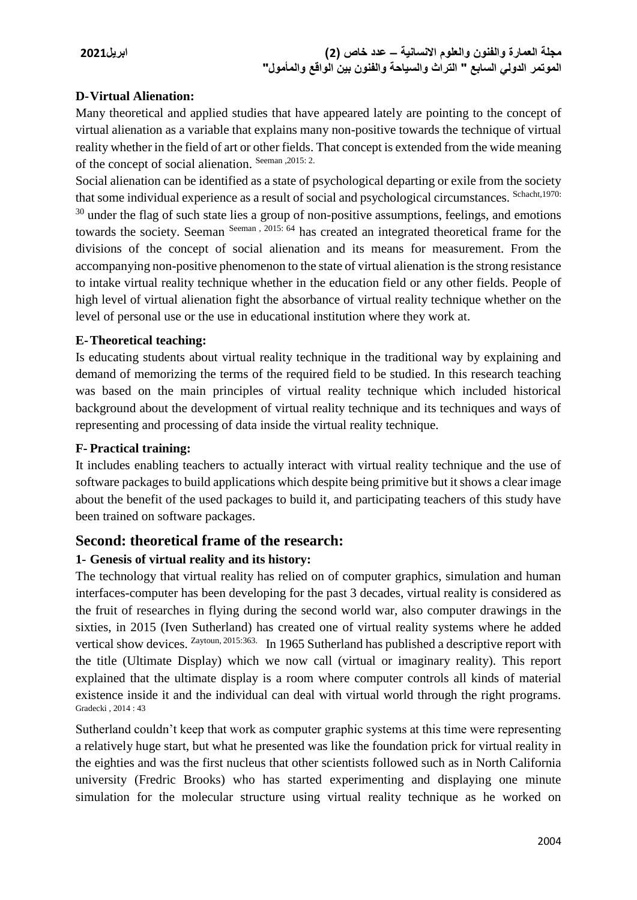**D-Virtual Alienation:**

Many theoretical and applied studies that have appeared lately are pointing to the concept of virtual alienation as a variable that explains many non-positive towards the technique of virtual reality whether in the field of art or other fields. That concept is extended from the wide meaning of the concept of social alienation. [Seeman ,2015: 2.]

Social alienation can be identified as a state of psychological departing or exile from the society that some individual experience as a result of social and psychological circumstances. [Schacht,1970: 30] under the flag of such state lies a group of non-positive assumptions, feelings, and emotions towards the society. Seeman [Seeman , 2015: 64] has created an integrated theoretical frame for the divisions of the concept of social alienation and its means for measurement. From the accompanying non-positive phenomenon to the state of virtual alienation is the strong resistance to intake virtual reality technique whether in the education field or any other fields. People of high level of virtual alienation fight the absorbance of virtual reality technique whether on the level of personal use or the use in educational institution where they work at.

**E-Theoretical teaching:**

Is educating students about virtual reality technique in the traditional way by explaining and demand of memorizing the terms of the required field to be studied. In this research teaching was based on the main principles of virtual reality technique which included historical background about the development of virtual reality technique and its techniques and ways of representing and processing of data inside the virtual reality technique.

**F-Practical training:**

It includes enabling teachers to actually interact with virtual reality technique and the use of software packages to build applications which despite being primitive but it shows a clear image about the benefit of the used packages to build it, and participating teachers of this study have been trained on software packages.

## Second: theoretical frame of the research:

### 1- Genesis of virtual reality and its history:

The technology that virtual reality has relied on of computer graphics, simulation and human interfaces-computer has been developing for the past 3 decades, virtual reality is considered as the fruit of researches in flying during the second world war, also computer drawings in the sixties, in 2015 (Iven Sutherland) has created one of virtual reality systems where he added vertical show devices. [Zaytoun, 2015:363.] In 1965 Sutherland has published a descriptive report with the title (Ultimate Display) which we now call (virtual or imaginary reality). This report explained that the ultimate display is a room where computer controls all kinds of material existence inside it and the individual can deal with virtual world through the right programs. [Gradecki , 2014 : 43]

Sutherland couldn't keep that work as computer graphic systems at this time were representing a relatively huge start, but what he presented was like the foundation prick for virtual reality in the eighties and was the first nucleus that other scientists followed such as in North California university (Fredric Brooks) who has started experimenting and displaying one minute simulation for the molecular structure using virtual reality technique as he worked on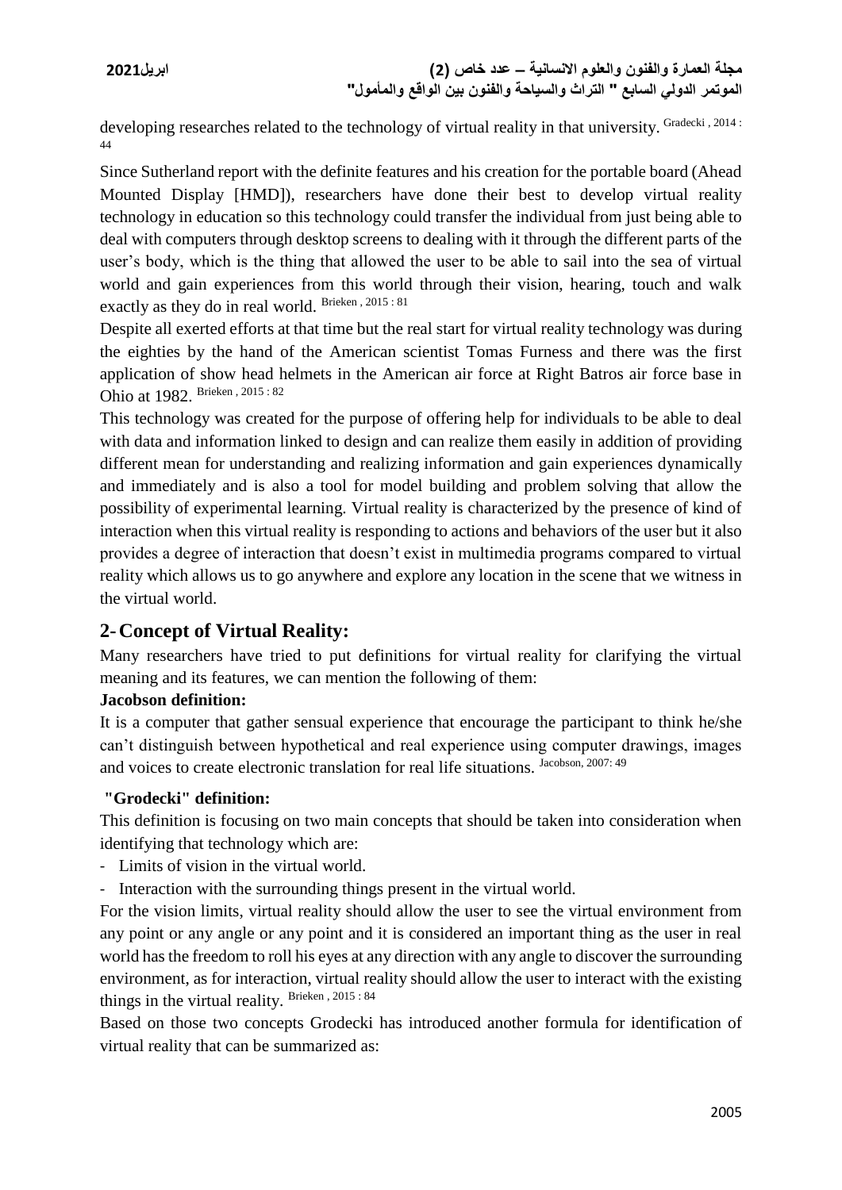developing researches related to the technology of virtual reality in that university. Gradecki , 2014 : 44

Since Sutherland report with the definite features and his creation for the portable board (Ahead Mounted Display [HMD]), researchers have done their best to develop virtual reality technology in education so this technology could transfer the individual from just being able to deal with computers through desktop screens to dealing with it through the different parts of the user's body, which is the thing that allowed the user to be able to sail into the sea of virtual world and gain experiences from this world through their vision, hearing, touch and walk exactly as they do in real world. Brieken , 2015 : 81

Despite all exerted efforts at that time but the real start for virtual reality technology was during the eighties by the hand of the American scientist Tomas Furness and there was the first application of show head helmets in the American air force at Right Batros air force base in Ohio at 1982. Brieken , 2015 : 82

This technology was created for the purpose of offering help for individuals to be able to deal with data and information linked to design and can realize them easily in addition of providing different mean for understanding and realizing information and gain experiences dynamically and immediately and is also a tool for model building and problem solving that allow the possibility of experimental learning. Virtual reality is characterized by the presence of kind of interaction when this virtual reality is responding to actions and behaviors of the user but it also provides a degree of interaction that doesn't exist in multimedia programs compared to virtual reality which allows us to go anywhere and explore any location in the scene that we witness in the virtual world.

## 2- Concept of Virtual Reality:

Many researchers have tried to put definitions for virtual reality for clarifying the virtual meaning and its features, we can mention the following of them:

**Jacobson definition:**

It is a computer that gather sensual experience that encourage the participant to think he/she can't distinguish between hypothetical and real experience using computer drawings, images and voices to create electronic translation for real life situations. Jacobson, 2007: 49

**"Grodecki" definition:**

This definition is focusing on two main concepts that should be taken into consideration when identifying that technology which are:

- Limits of vision in the virtual world.
- Interaction with the surrounding things present in the virtual world.

For the vision limits, virtual reality should allow the user to see the virtual environment from any point or any angle or any point and it is considered an important thing as the user in real world has the freedom to roll his eyes at any direction with any angle to discover the surrounding environment, as for interaction, virtual reality should allow the user to interact with the existing things in the virtual reality. Brieken , 2015 : 84

Based on those two concepts Grodecki has introduced another formula for identification of virtual reality that can be summarized as: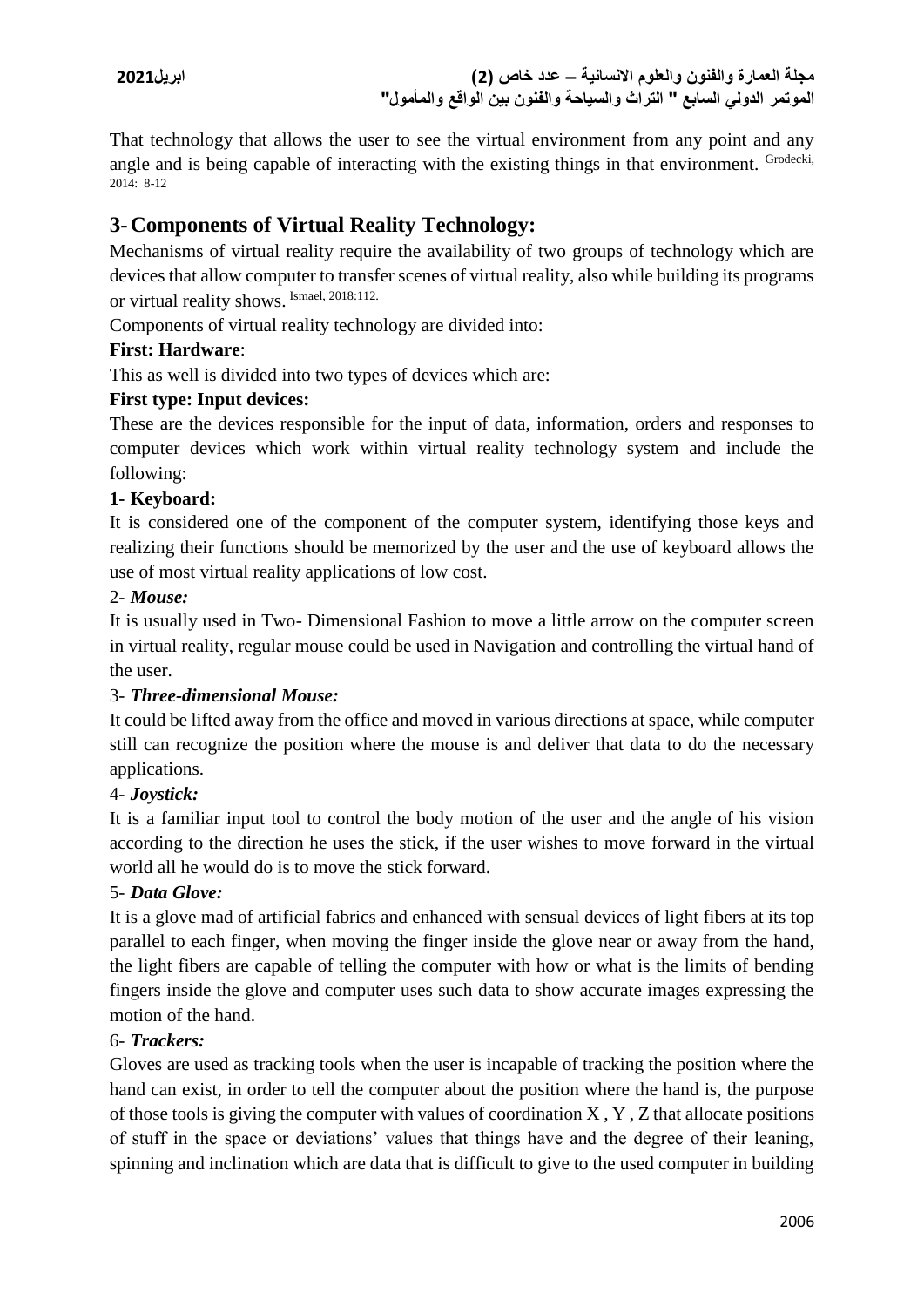That technology that allows the user to see the virtual environment from any point and any angle and is being capable of interacting with the existing things in that environment. Grodecki, 2014: 8-12

## 3- Components of Virtual Reality Technology:

Mechanisms of virtual reality require the availability of two groups of technology which are devices that allow computer to transfer scenes of virtual reality, also while building its programs or virtual reality shows. Ismael, 2018:112.

Components of virtual reality technology are divided into:

**First: Hardware**:

This as well is divided into two types of devices which are:

**First type: Input devices:**

These are the devices responsible for the input of data, information, orders and responses to computer devices which work within virtual reality technology system and include the following:

**1- Keyboard:**

It is considered one of the component of the computer system, identifying those keys and realizing their functions should be memorized by the user and the use of keyboard allows the use of most virtual reality applications of low cost.

2- ***Mouse:***

It is usually used in Two- Dimensional Fashion to move a little arrow on the computer screen in virtual reality, regular mouse could be used in Navigation and controlling the virtual hand of the user.

3- ***Three-dimensional Mouse:***

It could be lifted away from the office and moved in various directions at space, while computer still can recognize the position where the mouse is and deliver that data to do the necessary applications.

4- ***Joystick:***

It is a familiar input tool to control the body motion of the user and the angle of his vision according to the direction he uses the stick, if the user wishes to move forward in the virtual world all he would do is to move the stick forward.

5- ***Data Glove:***

It is a glove mad of artificial fabrics and enhanced with sensual devices of light fibers at its top parallel to each finger, when moving the finger inside the glove near or away from the hand, the light fibers are capable of telling the computer with how or what is the limits of bending fingers inside the glove and computer uses such data to show accurate images expressing the motion of the hand.

6- ***Trackers:***

Gloves are used as tracking tools when the user is incapable of tracking the position where the hand can exist, in order to tell the computer about the position where the hand is, the purpose of those tools is giving the computer with values of coordination X , Y , Z that allocate positions of stuff in the space or deviations' values that things have and the degree of their leaning, spinning and inclination which are data that is difficult to give to the used computer in building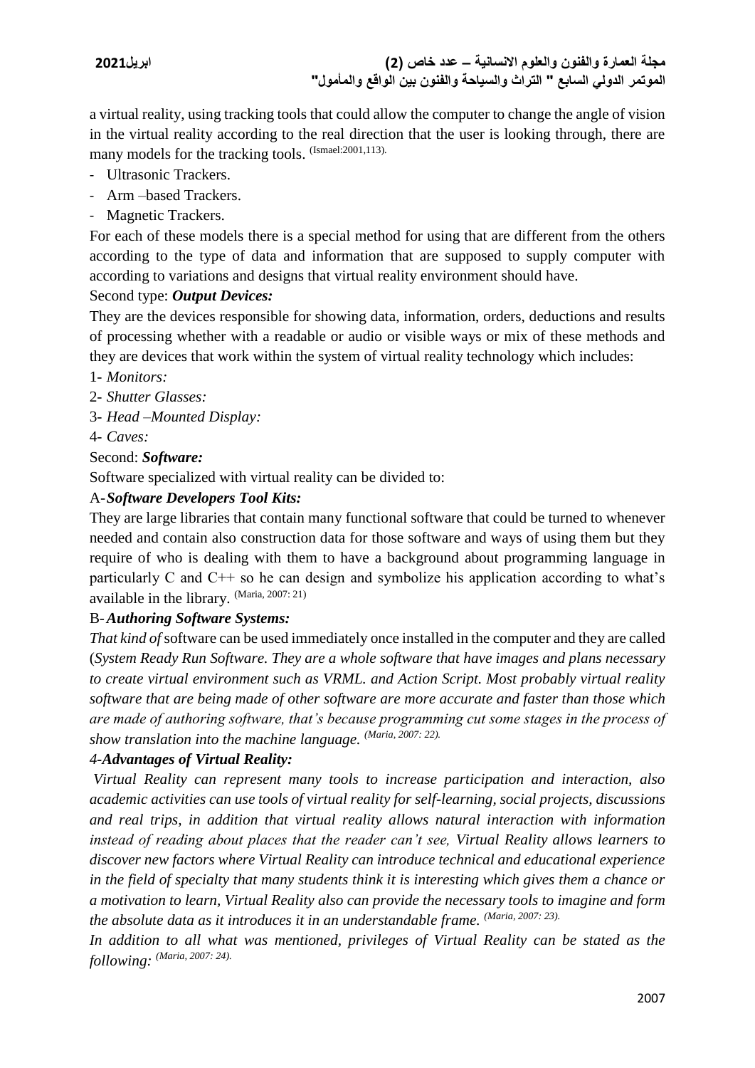a virtual reality, using tracking tools that could allow the computer to change the angle of vision in the virtual reality according to the real direction that the user is looking through, there are many models for the tracking tools. (Ismael:2001,113).

- Ultrasonic Trackers.
- Arm –based Trackers.
- Magnetic Trackers.

For each of these models there is a special method for using that are different from the others according to the type of data and information that are supposed to supply computer with according to variations and designs that virtual reality environment should have.

Second type: ***Output Devices:***

They are the devices responsible for showing data, information, orders, deductions and results of processing whether with a readable or audio or visible ways or mix of these methods and they are devices that work within the system of virtual reality technology which includes:

1- *Monitors:*

2- *Shutter Glasses:*

3- *Head –Mounted Display:*

4- *Caves:*

Second: ***Software:***

Software specialized with virtual reality can be divided to:

A-***Software Developers Tool Kits:***

They are large libraries that contain many functional software that could be turned to whenever needed and contain also construction data for those software and ways of using them but they require of who is dealing with them to have a background about programming language in particularly C and C++ so he can design and symbolize his application according to what's available in the library. (Maria, 2007: 21)

B-***Authoring Software Systems:***

*That kind of* software can be used immediately once installed in the computer and they are called (*System Ready Run Software. They are a whole software that have images and plans necessary to create virtual environment such as VRML. and Action Script. Most probably virtual reality software that are being made of other software are more accurate and faster than those which are made of authoring software, that's because programming cut some stages in the process of show translation into the machine language. (Maria, 2007: 22).*

*4-**Advantages of Virtual Reality:***

*Virtual Reality can represent many tools to increase participation and interaction, also academic activities can use tools of virtual reality for self-learning, social projects, discussions and real trips, in addition that virtual reality allows natural interaction with information instead of reading about places that the reader can't see, Virtual Reality allows learners to discover new factors where Virtual Reality can introduce technical and educational experience in the field of specialty that many students think it is interesting which gives them a chance or a motivation to learn, Virtual Reality also can provide the necessary tools to imagine and form the absolute data as it introduces it in an understandable frame. (Maria, 2007: 23).*

*In addition to all what was mentioned, privileges of Virtual Reality can be stated as the following: (Maria, 2007: 24).*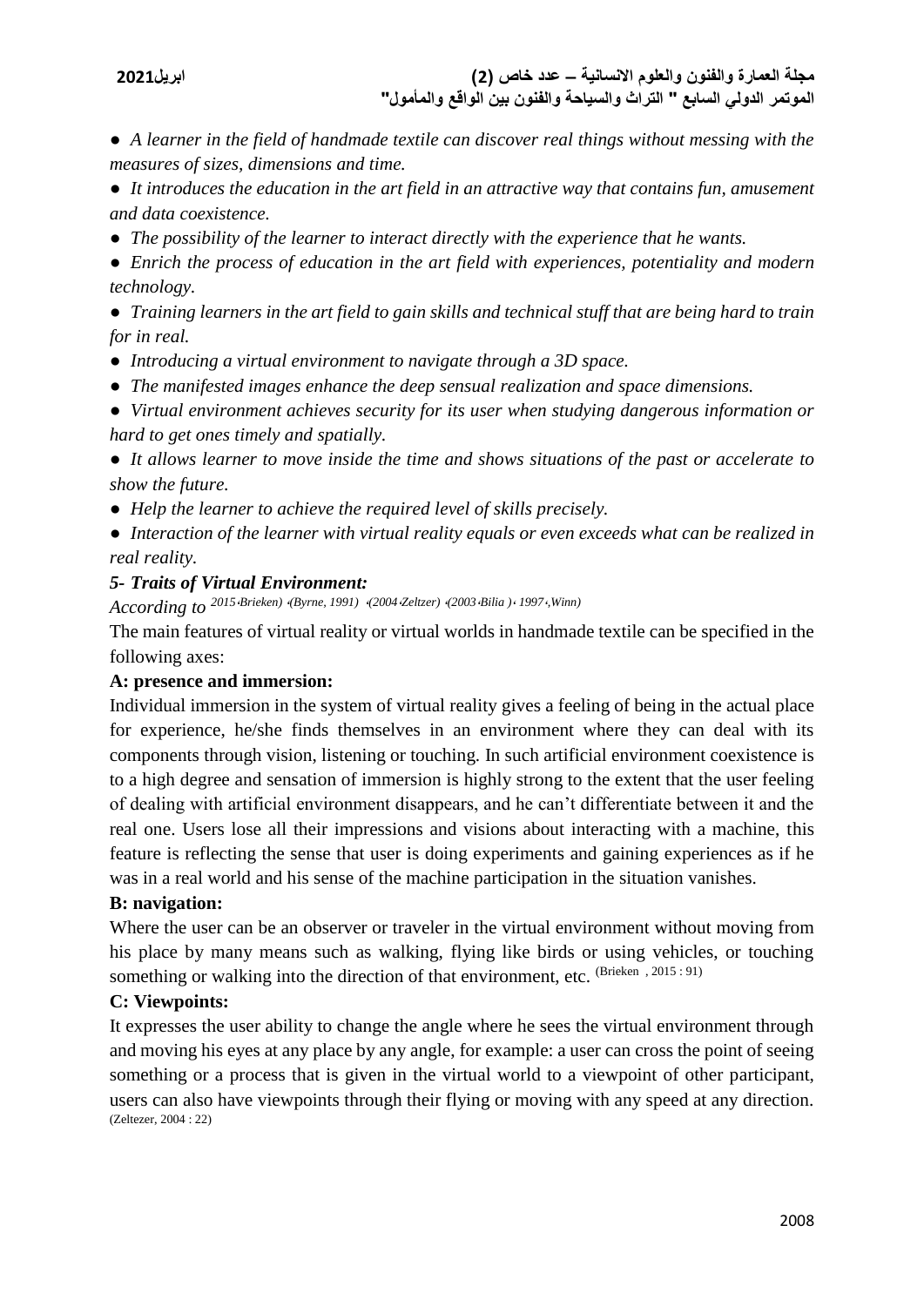- *A learner in the field of handmade textile can discover real things without messing with the measures of sizes, dimensions and time.*
- *It introduces the education in the art field in an attractive way that contains fun, amusement and data coexistence.*
- *The possibility of the learner to interact directly with the experience that he wants.*
- *Enrich the process of education in the art field with experiences, potentiality and modern technology.*
- *Training learners in the art field to gain skills and technical stuff that are being hard to train for in real.*
- *Introducing a virtual environment to navigate through a 3D space.*
- *The manifested images enhance the deep sensual realization and space dimensions.*
- *Virtual environment achieves security for its user when studying dangerous information or hard to get ones timely and spatially.*
- *It allows learner to move inside the time and shows situations of the past or accelerate to show the future.*
- *Help the learner to achieve the required level of skills precisely.*
- *Interaction of the learner with virtual reality equals or even exceeds what can be realized in real reality.*

### *5- Traits of Virtual Environment:*

*According to* (2015،Brieken) ،(Byrne, 1991) ،(2004،Zeltzer) ،(2003،Bilia ) ، 1997،,Winn)

The main features of virtual reality or virtual worlds in handmade textile can be specified in the following axes:

**A: presence and immersion:**

Individual immersion in the system of virtual reality gives a feeling of being in the actual place for experience, he/she finds themselves in an environment where they can deal with its components through vision, listening or touching. In such artificial environment coexistence is to a high degree and sensation of immersion is highly strong to the extent that the user feeling of dealing with artificial environment disappears, and he can't differentiate between it and the real one. Users lose all their impressions and visions about interacting with a machine, this feature is reflecting the sense that user is doing experiments and gaining experiences as if he was in a real world and his sense of the machine participation in the situation vanishes.

**B: navigation:**

Where the user can be an observer or traveler in the virtual environment without moving from his place by many means such as walking, flying like birds or using vehicles, or touching something or walking into the direction of that environment, etc. (Brieken , 2015 : 91)

**C: Viewpoints:**

It expresses the user ability to change the angle where he sees the virtual environment through and moving his eyes at any place by any angle, for example: a user can cross the point of seeing something or a process that is given in the virtual world to a viewpoint of other participant, users can also have viewpoints through their flying or moving with any speed at any direction. (Zeltezer, 2004 : 22)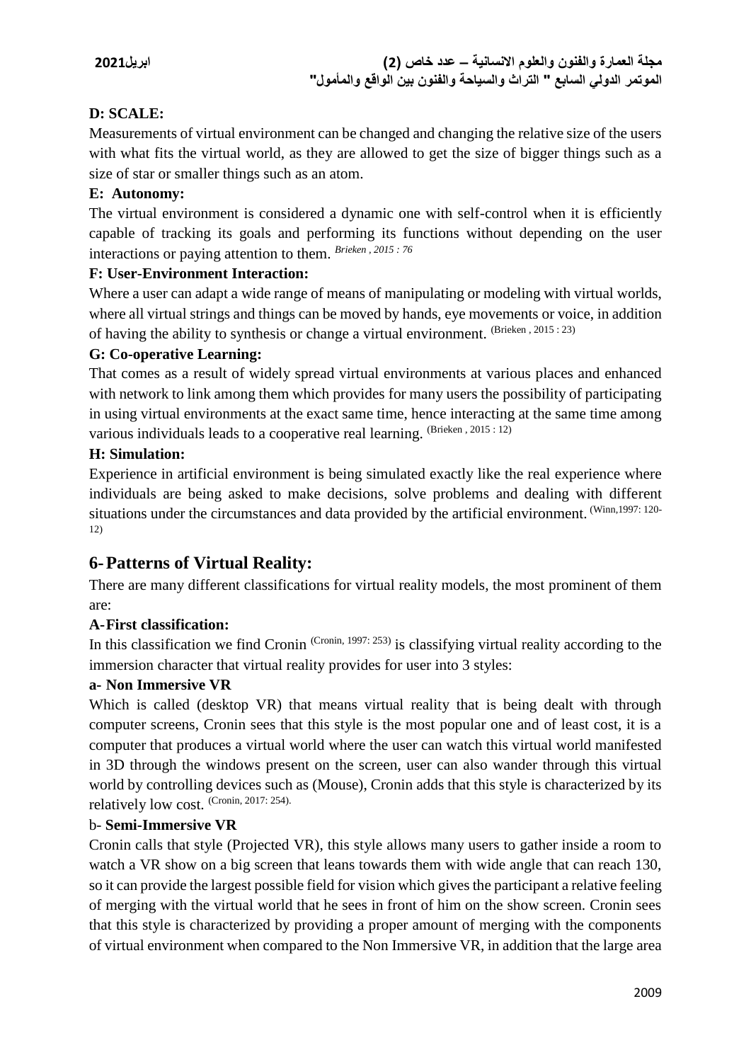**D: SCALE:**

Measurements of virtual environment can be changed and changing the relative size of the users with what fits the virtual world, as they are allowed to get the size of bigger things such as a size of star or smaller things such as an atom.

**E: Autonomy:**

The virtual environment is considered a dynamic one with self-control when it is efficiently capable of tracking its goals and performing its functions without depending on the user interactions or paying attention to them. *Brieken , 2015 : 76*

**F: User-Environment Interaction:**

Where a user can adapt a wide range of means of manipulating or modeling with virtual worlds, where all virtual strings and things can be moved by hands, eye movements or voice, in addition of having the ability to synthesis or change a virtual environment. (Brieken , 2015 : 23)

**G: Co-operative Learning:**

That comes as a result of widely spread virtual environments at various places and enhanced with network to link among them which provides for many users the possibility of participating in using virtual environments at the exact same time, hence interacting at the same time among various individuals leads to a cooperative real learning. (Brieken , 2015 : 12)

**H: Simulation:**

Experience in artificial environment is being simulated exactly like the real experience where individuals are being asked to make decisions, solve problems and dealing with different situations under the circumstances and data provided by the artificial environment. (Winn,1997: 120-12)

## 6- Patterns of Virtual Reality:

There are many different classifications for virtual reality models, the most prominent of them are:

**A-First classification:**

In this classification we find Cronin (Cronin, 1997: 253) is classifying virtual reality according to the immersion character that virtual reality provides for user into 3 styles:

**a- Non Immersive VR**

Which is called (desktop VR) that means virtual reality that is being dealt with through computer screens, Cronin sees that this style is the most popular one and of least cost, it is a computer that produces a virtual world where the user can watch this virtual world manifested in 3D through the windows present on the screen, user can also wander through this virtual world by controlling devices such as (Mouse), Cronin adds that this style is characterized by its relatively low cost. (Cronin, 2017: 254).

b- **Semi-Immersive VR**

Cronin calls that style (Projected VR), this style allows many users to gather inside a room to watch a VR show on a big screen that leans towards them with wide angle that can reach 130, so it can provide the largest possible field for vision which gives the participant a relative feeling of merging with the virtual world that he sees in front of him on the show screen. Cronin sees that this style is characterized by providing a proper amount of merging with the components of virtual environment when compared to the Non Immersive VR, in addition that the large area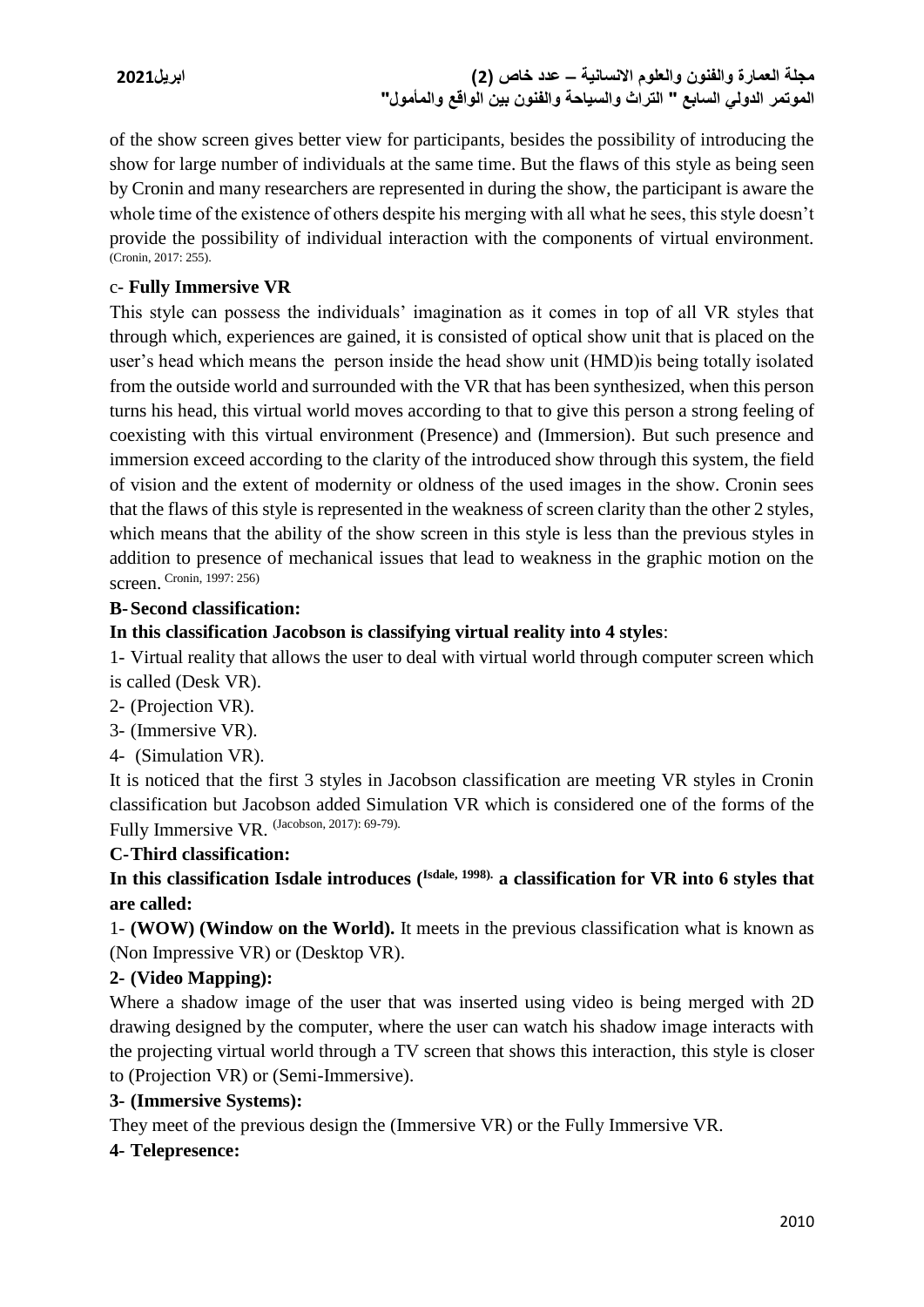of the show screen gives better view for participants, besides the possibility of introducing the show for large number of individuals at the same time. But the flaws of this style as being seen by Cronin and many researchers are represented in during the show, the participant is aware the whole time of the existence of others despite his merging with all what he sees, this style doesn't provide the possibility of individual interaction with the components of virtual environment. (Cronin, 2017: 255).

### c- Fully Immersive VR

This style can possess the individuals' imagination as it comes in top of all VR styles that through which, experiences are gained, it is consisted of optical show unit that is placed on the user's head which means the person inside the head show unit (HMD)is being totally isolated from the outside world and surrounded with the VR that has been synthesized, when this person turns his head, this virtual world moves according to that to give this person a strong feeling of coexisting with this virtual environment (Presence) and (Immersion). But such presence and immersion exceed according to the clarity of the introduced show through this system, the field of vision and the extent of modernity or oldness of the used images in the show. Cronin sees that the flaws of this style is represented in the weakness of screen clarity than the other 2 styles, which means that the ability of the show screen in this style is less than the previous styles in addition to presence of mechanical issues that lead to weakness in the graphic motion on the screen. Cronin, 1997: 256)

### B- Second classification:

**In this classification Jacobson is classifying virtual reality into 4 styles**:

1- Virtual reality that allows the user to deal with virtual world through computer screen which is called (Desk VR).

2- (Projection VR).

3- (Immersive VR).

4- (Simulation VR).

It is noticed that the first 3 styles in Jacobson classification are meeting VR styles in Cronin classification but Jacobson added Simulation VR which is considered one of the forms of the Fully Immersive VR. (Jacobson, 2017): 69-79).

### C-Third classification:

**In this classification Isdale introduces (Isdale, 1998). a classification for VR into 6 styles that are called:**

1- **(WOW) (Window on the World).** It meets in the previous classification what is known as (Non Impressive VR) or (Desktop VR).

**2- (Video Mapping):**

Where a shadow image of the user that was inserted using video is being merged with 2D drawing designed by the computer, where the user can watch his shadow image interacts with the projecting virtual world through a TV screen that shows this interaction, this style is closer to (Projection VR) or (Semi-Immersive).

**3- (Immersive Systems):**

They meet of the previous design the (Immersive VR) or the Fully Immersive VR.

**4- Telepresence:**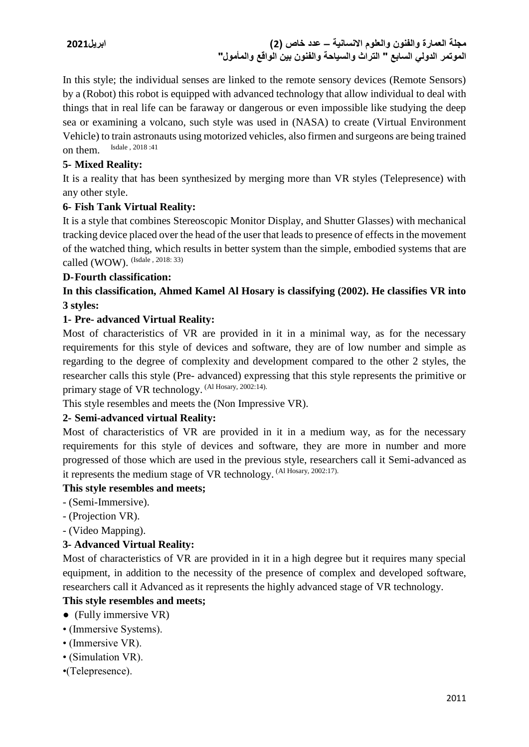In this style; the individual senses are linked to the remote sensory devices (Remote Sensors) by a (Robot) this robot is equipped with advanced technology that allow individual to deal with things that in real life can be faraway or dangerous or even impossible like studying the deep sea or examining a volcano, such style was used in (NASA) to create (Virtual Environment Vehicle) to train astronauts using motorized vehicles, also firmen and surgeons are being trained on them. Isdale , 2018 :41

**5- Mixed Reality:**

It is a reality that has been synthesized by merging more than VR styles (Telepresence) with any other style.

**6- Fish Tank Virtual Reality:**

It is a style that combines Stereoscopic Monitor Display, and Shutter Glasses) with mechanical tracking device placed over the head of the user that leads to presence of effects in the movement of the watched thing, which results in better system than the simple, embodied systems that are called (WOW). (Isdale , 2018: 33)

**D-Fourth classification:**

**In this classification, Ahmed Kamel Al Hosary is classifying (2002). He classifies VR into 3 styles:**

**1- Pre- advanced Virtual Reality:**

Most of characteristics of VR are provided in it in a minimal way, as for the necessary requirements for this style of devices and software, they are of low number and simple as regarding to the degree of complexity and development compared to the other 2 styles, the researcher calls this style (Pre- advanced) expressing that this style represents the primitive or primary stage of VR technology. (Al Hosary, 2002:14).

This style resembles and meets the (Non Impressive VR).

**2- Semi-advanced virtual Reality:**

Most of characteristics of VR are provided in it in a medium way, as for the necessary requirements for this style of devices and software, they are more in number and more progressed of those which are used in the previous style, researchers call it Semi-advanced as it represents the medium stage of VR technology. (Al Hosary, 2002:17).

**This style resembles and meets;**

- (Semi-Immersive).
- (Projection VR).
- (Video Mapping).

**3- Advanced Virtual Reality:**

Most of characteristics of VR are provided in it in a high degree but it requires many special equipment, in addition to the necessity of the presence of complex and developed software, researchers call it Advanced as it represents the highly advanced stage of VR technology.

**This style resembles and meets;**

- (Fully immersive VR)
- (Immersive Systems).
- (Immersive VR).
- (Simulation VR).
- (Telepresence).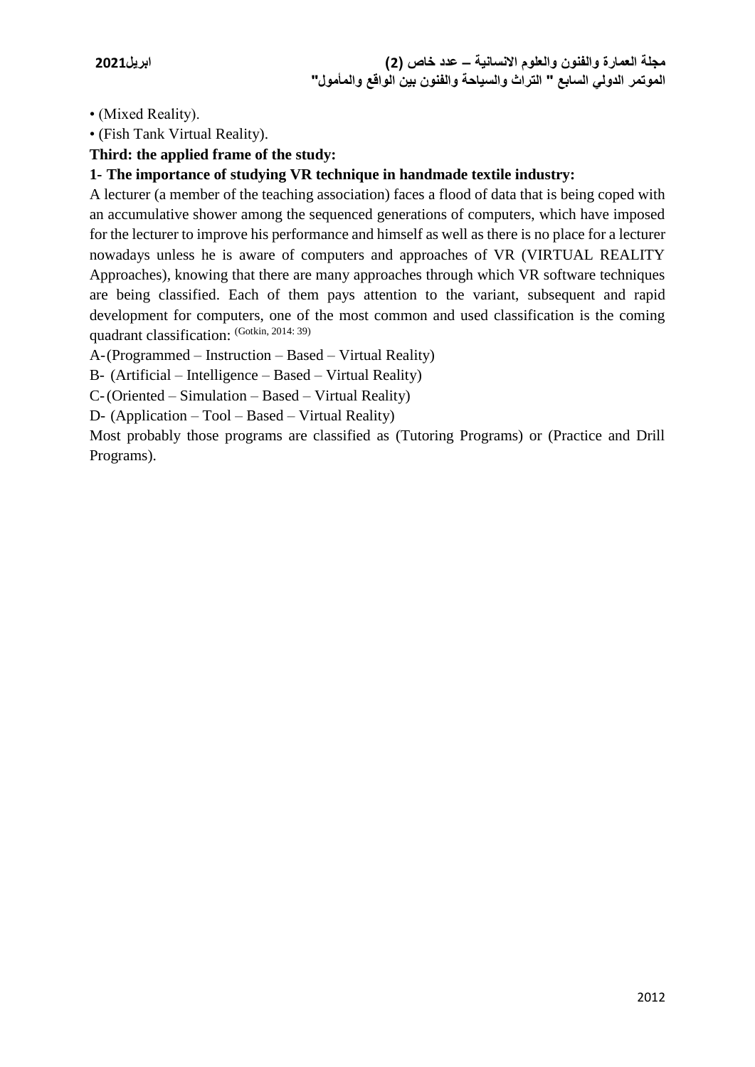• (Mixed Reality).

• (Fish Tank Virtual Reality).

**Third: the applied frame of the study:**

**1- The importance of studying VR technique in handmade textile industry:**

A lecturer (a member of the teaching association) faces a flood of data that is being coped with an accumulative shower among the sequenced generations of computers, which have imposed for the lecturer to improve his performance and himself as well as there is no place for a lecturer nowadays unless he is aware of computers and approaches of VR (VIRTUAL REALITY Approaches), knowing that there are many approaches through which VR software techniques are being classified. Each of them pays attention to the variant, subsequent and rapid development for computers, one of the most common and used classification is the coming quadrant classification: (Gotkin, 2014: 39)

A-(Programmed – Instruction – Based – Virtual Reality)

B- (Artificial – Intelligence – Based – Virtual Reality)

C-(Oriented – Simulation – Based – Virtual Reality)

D- (Application – Tool – Based – Virtual Reality)

Most probably those programs are classified as (Tutoring Programs) or (Practice and Drill Programs).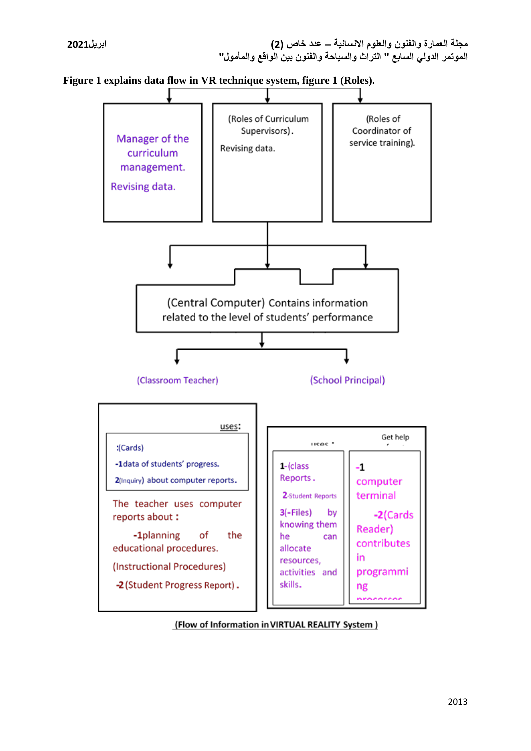**Figure 1 explains data flow in VR technique system, figure 1 (Roles).**

Manager of the curriculum management.

Revising data.

(Roles of Curriculum Supervisors).

Revising data.

(Roles of Coordinator of service training).

(Central Computer) Contains information related to the level of students' performance

(Classroom Teacher)

(School Principal)

uses:

:(Cards)

-1data of students' progress.

2(Inquiry) about computer reports.

The teacher uses computer reports about :

-1planning of the educational procedures.

(Instructional Procedures)

-2 (Student Progress Report).

uses :

Get help

1-(class Reports.

2-Student Reports

3(-Files) by knowing them he can allocate resources, activities and skills.

-1 computer terminal

-2(Cards Reader) contributes in programming processes

(Flow of Information in VIRTUAL REALITY System )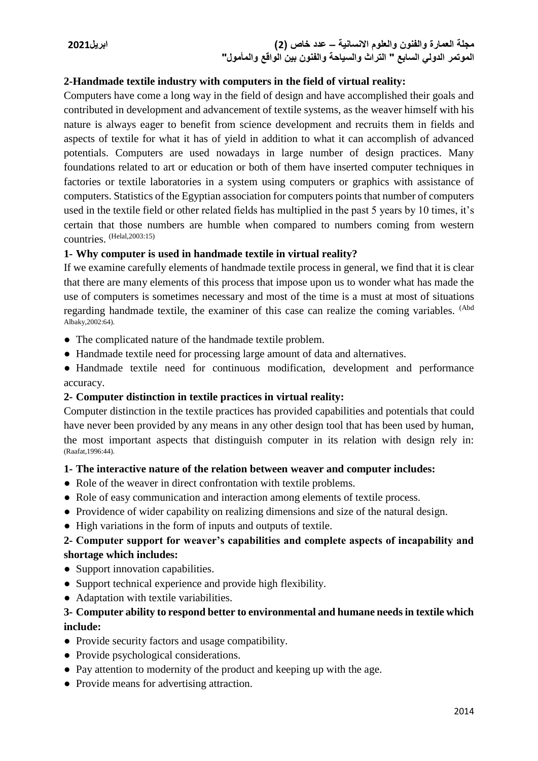## 2-Handmade textile industry with computers in the field of virtual reality:

Computers have come a long way in the field of design and have accomplished their goals and contributed in development and advancement of textile systems, as the weaver himself with his nature is always eager to benefit from science development and recruits them in fields and aspects of textile for what it has of yield in addition to what it can accomplish of advanced potentials. Computers are used nowadays in large number of design practices. Many foundations related to art or education or both of them have inserted computer techniques in factories or textile laboratories in a system using computers or graphics with assistance of computers. Statistics of the Egyptian association for computers points that number of computers used in the textile field or other related fields has multiplied in the past 5 years by 10 times, it's certain that those numbers are humble when compared to numbers coming from western countries. (Helal,2003:15)

### 1- Why computer is used in handmade textile in virtual reality?

If we examine carefully elements of handmade textile process in general, we find that it is clear that there are many elements of this process that impose upon us to wonder what has made the use of computers is sometimes necessary and most of the time is a must at most of situations regarding handmade textile, the examiner of this case can realize the coming variables. (Abd Albaky,2002:64).

- The complicated nature of the handmade textile problem.
- Handmade textile need for processing large amount of data and alternatives.
- Handmade textile need for continuous modification, development and performance accuracy.

### 2- Computer distinction in textile practices in virtual reality:

Computer distinction in the textile practices has provided capabilities and potentials that could have never been provided by any means in any other design tool that has been used by human, the most important aspects that distinguish computer in its relation with design rely in: (Raafat,1996:44).

**1- The interactive nature of the relation between weaver and computer includes:**

- Role of the weaver in direct confrontation with textile problems.
- Role of easy communication and interaction among elements of textile process.
- Providence of wider capability on realizing dimensions and size of the natural design.
- High variations in the form of inputs and outputs of textile.

**2- Computer support for weaver's capabilities and complete aspects of incapability and shortage which includes:**

- Support innovation capabilities.
- Support technical experience and provide high flexibility.
- Adaptation with textile variabilities.

**3- Computer ability to respond better to environmental and humane needs in textile which include:**

- Provide security factors and usage compatibility.
- Provide psychological considerations.
- Pay attention to modernity of the product and keeping up with the age.
- Provide means for advertising attraction.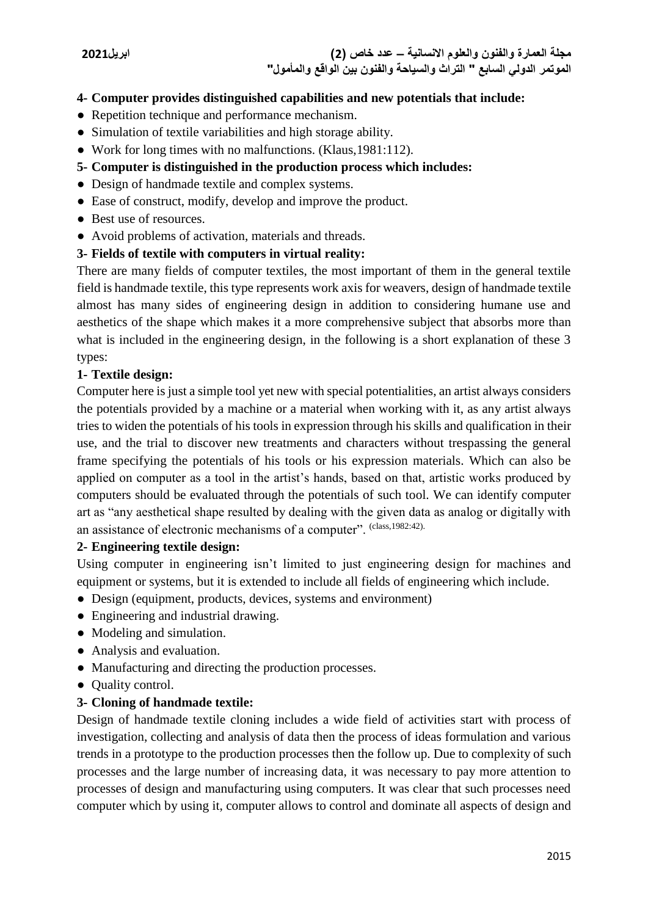**4- Computer provides distinguished capabilities and new potentials that include:**

- Repetition technique and performance mechanism.
- Simulation of textile variabilities and high storage ability.
- Work for long times with no malfunctions. (Klaus,1981:112).

**5- Computer is distinguished in the production process which includes:**

- Design of handmade textile and complex systems.
- Ease of construct, modify, develop and improve the product.
- Best use of resources.
- Avoid problems of activation, materials and threads.

**3- Fields of textile with computers in virtual reality:**

There are many fields of computer textiles, the most important of them in the general textile field is handmade textile, this type represents work axis for weavers, design of handmade textile almost has many sides of engineering design in addition to considering humane use and aesthetics of the shape which makes it a more comprehensive subject that absorbs more than what is included in the engineering design, in the following is a short explanation of these 3 types:

**1- Textile design:**

Computer here is just a simple tool yet new with special potentialities, an artist always considers the potentials provided by a machine or a material when working with it, as any artist always tries to widen the potentials of his tools in expression through his skills and qualification in their use, and the trial to discover new treatments and characters without trespassing the general frame specifying the potentials of his tools or his expression materials. Which can also be applied on computer as a tool in the artist's hands, based on that, artistic works produced by computers should be evaluated through the potentials of such tool. We can identify computer art as "any aesthetical shape resulted by dealing with the given data as analog or digitally with an assistance of electronic mechanisms of a computer". (class,1982:42).

**2- Engineering textile design:**

Using computer in engineering isn't limited to just engineering design for machines and equipment or systems, but it is extended to include all fields of engineering which include.

- Design (equipment, products, devices, systems and environment)
- Engineering and industrial drawing.
- Modeling and simulation.
- Analysis and evaluation.
- Manufacturing and directing the production processes.
- Quality control.

**3- Cloning of handmade textile:**

Design of handmade textile cloning includes a wide field of activities start with process of investigation, collecting and analysis of data then the process of ideas formulation and various trends in a prototype to the production processes then the follow up. Due to complexity of such processes and the large number of increasing data, it was necessary to pay more attention to processes of design and manufacturing using computers. It was clear that such processes need computer which by using it, computer allows to control and dominate all aspects of design and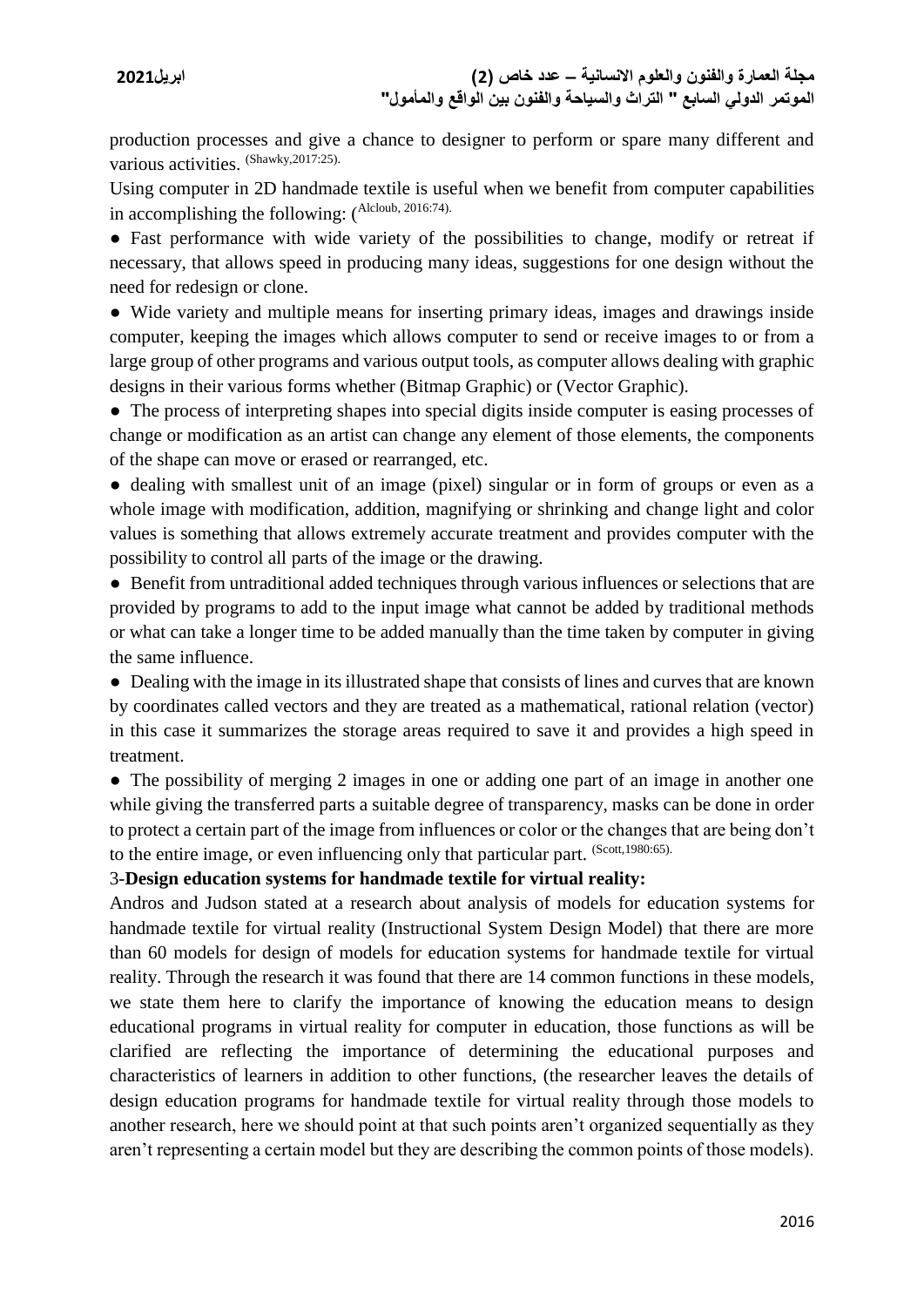production processes and give a chance to designer to perform or spare many different and various activities. (Shawky,2017:25).

Using computer in 2D handmade textile is useful when we benefit from computer capabilities in accomplishing the following: (Alcloub, 2016:74).

● Fast performance with wide variety of the possibilities to change, modify or retreat if necessary, that allows speed in producing many ideas, suggestions for one design without the need for redesign or clone.

● Wide variety and multiple means for inserting primary ideas, images and drawings inside computer, keeping the images which allows computer to send or receive images to or from a large group of other programs and various output tools, as computer allows dealing with graphic designs in their various forms whether (Bitmap Graphic) or (Vector Graphic).

● The process of interpreting shapes into special digits inside computer is easing processes of change or modification as an artist can change any element of those elements, the components of the shape can move or erased or rearranged, etc.

● dealing with smallest unit of an image (pixel) singular or in form of groups or even as a whole image with modification, addition, magnifying or shrinking and change light and color values is something that allows extremely accurate treatment and provides computer with the possibility to control all parts of the image or the drawing.

● Benefit from untraditional added techniques through various influences or selections that are provided by programs to add to the input image what cannot be added by traditional methods or what can take a longer time to be added manually than the time taken by computer in giving the same influence.

● Dealing with the image in its illustrated shape that consists of lines and curves that are known by coordinates called vectors and they are treated as a mathematical, rational relation (vector) in this case it summarizes the storage areas required to save it and provides a high speed in treatment.

● The possibility of merging 2 images in one or adding one part of an image in another one while giving the transferred parts a suitable degree of transparency, masks can be done in order to protect a certain part of the image from influences or color or the changes that are being don't to the entire image, or even influencing only that particular part. (Scott,1980:65).

3-**Design education systems for handmade textile for virtual reality:**

Andros and Judson stated at a research about analysis of models for education systems for handmade textile for virtual reality (Instructional System Design Model) that there are more than 60 models for design of models for education systems for handmade textile for virtual reality. Through the research it was found that there are 14 common functions in these models, we state them here to clarify the importance of knowing the education means to design educational programs in virtual reality for computer in education, those functions as will be clarified are reflecting the importance of determining the educational purposes and characteristics of learners in addition to other functions, (the researcher leaves the details of design education programs for handmade textile for virtual reality through those models to another research, here we should point at that such points aren't organized sequentially as they aren't representing a certain model but they are describing the common points of those models).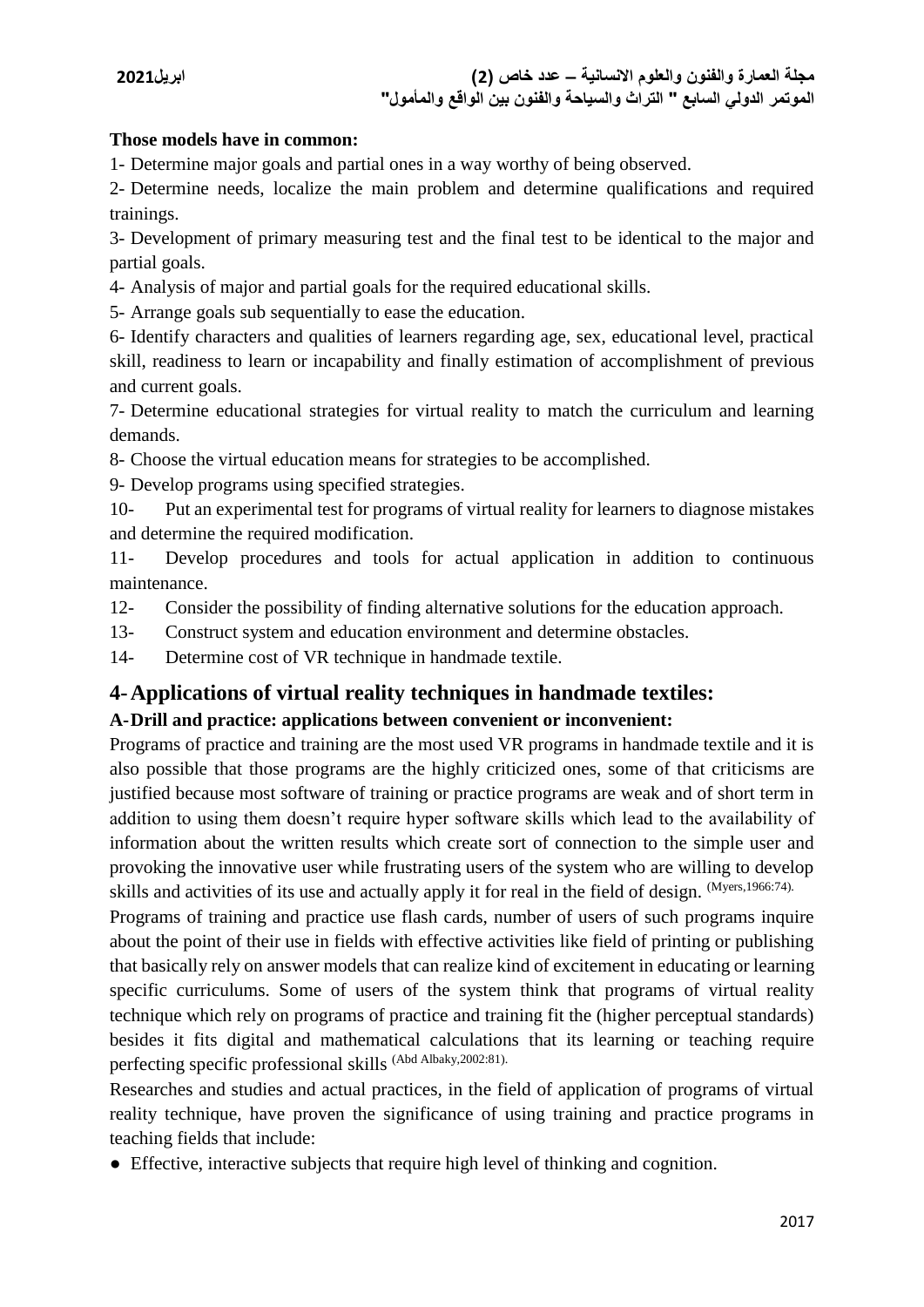**Those models have in common:**

1- Determine major goals and partial ones in a way worthy of being observed.

2- Determine needs, localize the main problem and determine qualifications and required trainings.

3- Development of primary measuring test and the final test to be identical to the major and partial goals.

4- Analysis of major and partial goals for the required educational skills.

5- Arrange goals sub sequentially to ease the education.

6- Identify characters and qualities of learners regarding age, sex, educational level, practical skill, readiness to learn or incapability and finally estimation of accomplishment of previous and current goals.

7- Determine educational strategies for virtual reality to match the curriculum and learning demands.

8- Choose the virtual education means for strategies to be accomplished.

9- Develop programs using specified strategies.

10- Put an experimental test for programs of virtual reality for learners to diagnose mistakes and determine the required modification.

11- Develop procedures and tools for actual application in addition to continuous maintenance.

12- Consider the possibility of finding alternative solutions for the education approach.

13- Construct system and education environment and determine obstacles.

14- Determine cost of VR technique in handmade textile.

## 4- Applications of virtual reality techniques in handmade textiles:

### A- Drill and practice: applications between convenient or inconvenient:

Programs of practice and training are the most used VR programs in handmade textile and it is also possible that those programs are the highly criticized ones, some of that criticisms are justified because most software of training or practice programs are weak and of short term in addition to using them doesn't require hyper software skills which lead to the availability of information about the written results which create sort of connection to the simple user and provoking the innovative user while frustrating users of the system who are willing to develop skills and activities of its use and actually apply it for real in the field of design. (Myers,1966:74).

Programs of training and practice use flash cards, number of users of such programs inquire about the point of their use in fields with effective activities like field of printing or publishing that basically rely on answer models that can realize kind of excitement in educating or learning specific curriculums. Some of users of the system think that programs of virtual reality technique which rely on programs of practice and training fit the (higher perceptual standards) besides it fits digital and mathematical calculations that its learning or teaching require perfecting specific professional skills (Abd Albaky,2002:81).

Researches and studies and actual practices, in the field of application of programs of virtual reality technique, have proven the significance of using training and practice programs in teaching fields that include:

- Effective, interactive subjects that require high level of thinking and cognition.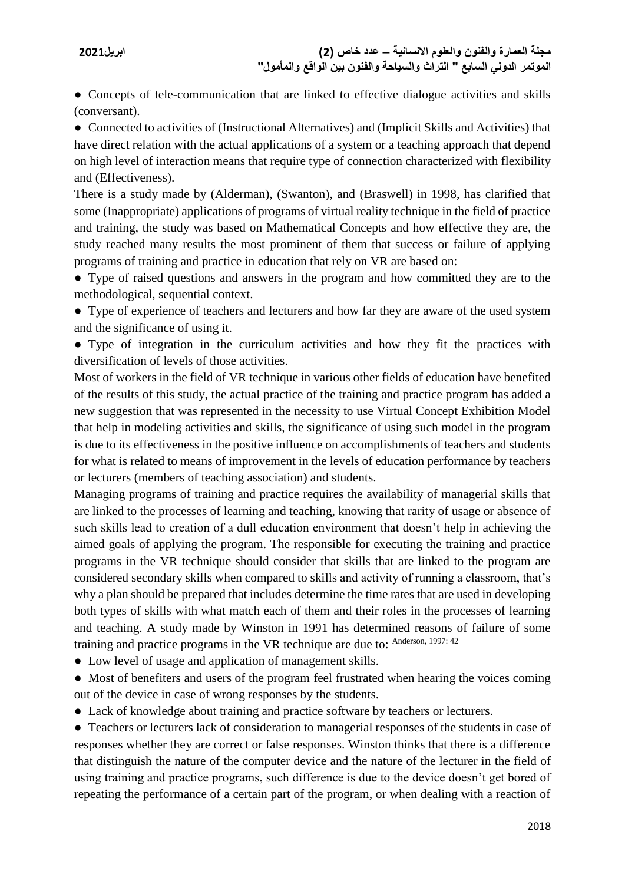● Concepts of tele-communication that are linked to effective dialogue activities and skills (conversant).

● Connected to activities of (Instructional Alternatives) and (Implicit Skills and Activities) that have direct relation with the actual applications of a system or a teaching approach that depend on high level of interaction means that require type of connection characterized with flexibility and (Effectiveness).

There is a study made by (Alderman), (Swanton), and (Braswell) in 1998, has clarified that some (Inappropriate) applications of programs of virtual reality technique in the field of practice and training, the study was based on Mathematical Concepts and how effective they are, the study reached many results the most prominent of them that success or failure of applying programs of training and practice in education that rely on VR are based on:

● Type of raised questions and answers in the program and how committed they are to the methodological, sequential context.

● Type of experience of teachers and lecturers and how far they are aware of the used system and the significance of using it.

● Type of integration in the curriculum activities and how they fit the practices with diversification of levels of those activities.

Most of workers in the field of VR technique in various other fields of education have benefited of the results of this study, the actual practice of the training and practice program has added a new suggestion that was represented in the necessity to use Virtual Concept Exhibition Model that help in modeling activities and skills, the significance of using such model in the program is due to its effectiveness in the positive influence on accomplishments of teachers and students for what is related to means of improvement in the levels of education performance by teachers or lecturers (members of teaching association) and students.

Managing programs of training and practice requires the availability of managerial skills that are linked to the processes of learning and teaching, knowing that rarity of usage or absence of such skills lead to creation of a dull education environment that doesn't help in achieving the aimed goals of applying the program. The responsible for executing the training and practice programs in the VR technique should consider that skills that are linked to the program are considered secondary skills when compared to skills and activity of running a classroom, that's why a plan should be prepared that includes determine the time rates that are used in developing both types of skills with what match each of them and their roles in the processes of learning and teaching. A study made by Winston in 1991 has determined reasons of failure of some training and practice programs in the VR technique are due to: [Anderson, 1997: 42]

● Low level of usage and application of management skills.

● Most of benefiters and users of the program feel frustrated when hearing the voices coming out of the device in case of wrong responses by the students.

● Lack of knowledge about training and practice software by teachers or lecturers.

● Teachers or lecturers lack of consideration to managerial responses of the students in case of responses whether they are correct or false responses. Winston thinks that there is a difference that distinguish the nature of the computer device and the nature of the lecturer in the field of using training and practice programs, such difference is due to the device doesn't get bored of repeating the performance of a certain part of the program, or when dealing with a reaction of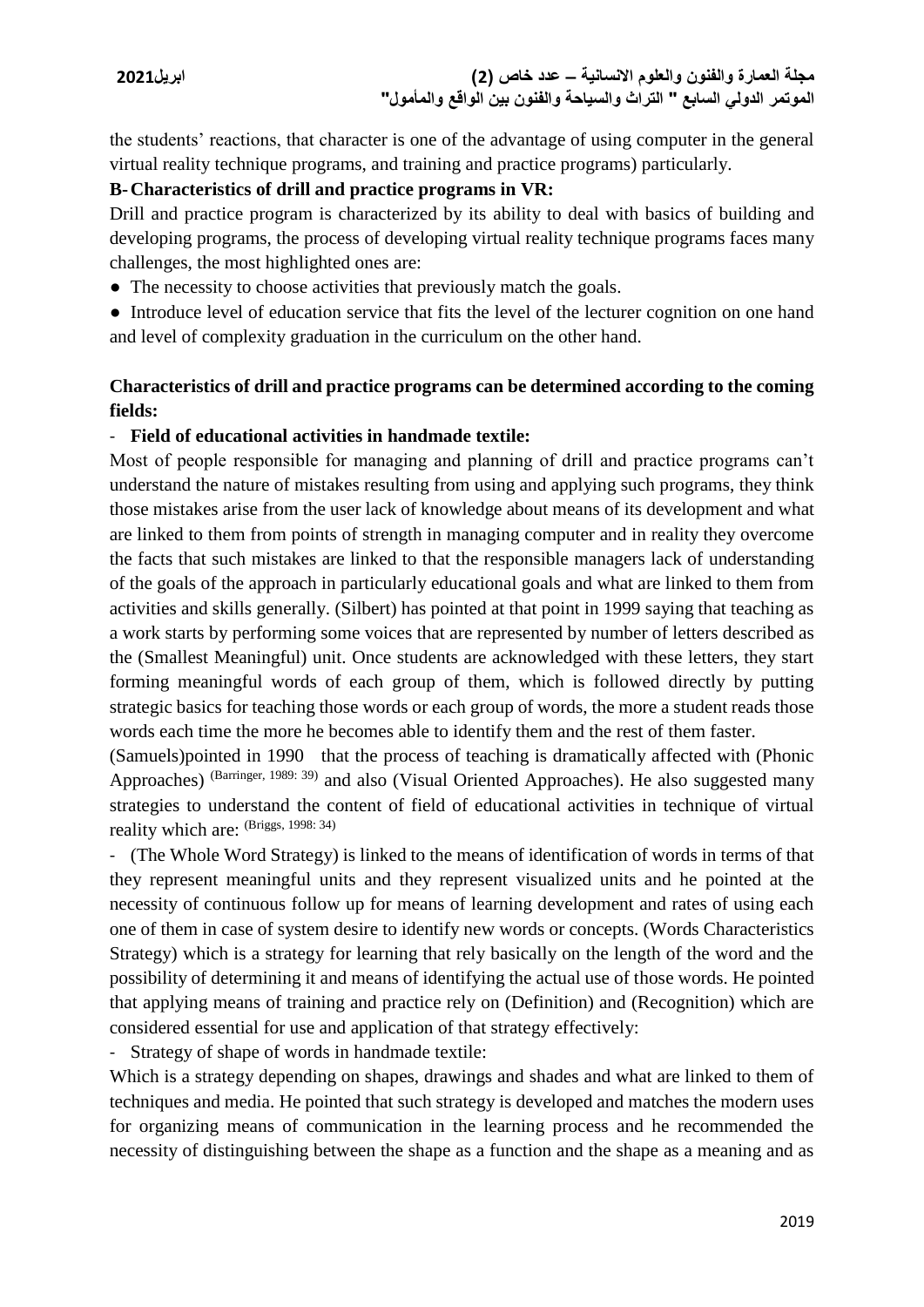the students' reactions, that character is one of the advantage of using computer in the general virtual reality technique programs, and training and practice programs) particularly.

**B- Characteristics of drill and practice programs in VR:**

Drill and practice program is characterized by its ability to deal with basics of building and developing programs, the process of developing virtual reality technique programs faces many challenges, the most highlighted ones are:

- The necessity to choose activities that previously match the goals.
- Introduce level of education service that fits the level of the lecturer cognition on one hand and level of complexity graduation in the curriculum on the other hand.

**Characteristics of drill and practice programs can be determined according to the coming fields:**

- **Field of educational activities in handmade textile:**

Most of people responsible for managing and planning of drill and practice programs can't understand the nature of mistakes resulting from using and applying such programs, they think those mistakes arise from the user lack of knowledge about means of its development and what are linked to them from points of strength in managing computer and in reality they overcome the facts that such mistakes are linked to that the responsible managers lack of understanding of the goals of the approach in particularly educational goals and what are linked to them from activities and skills generally. (Silbert) has pointed at that point in 1999 saying that teaching as a work starts by performing some voices that are represented by number of letters described as the (Smallest Meaningful) unit. Once students are acknowledged with these letters, they start forming meaningful words of each group of them, which is followed directly by putting strategic basics for teaching those words or each group of words, the more a student reads those words each time the more he becomes able to identify them and the rest of them faster.

(Samuels)pointed in 1990 that the process of teaching is dramatically affected with (Phonic Approaches) (Barringer, 1989: 39) and also (Visual Oriented Approaches). He also suggested many strategies to understand the content of field of educational activities in technique of virtual reality which are: (Briggs, 1998: 34)

- (The Whole Word Strategy) is linked to the means of identification of words in terms of that they represent meaningful units and they represent visualized units and he pointed at the necessity of continuous follow up for means of learning development and rates of using each one of them in case of system desire to identify new words or concepts. (Words Characteristics Strategy) which is a strategy for learning that rely basically on the length of the word and the possibility of determining it and means of identifying the actual use of those words. He pointed that applying means of training and practice rely on (Definition) and (Recognition) which are considered essential for use and application of that strategy effectively:
- Strategy of shape of words in handmade textile:

Which is a strategy depending on shapes, drawings and shades and what are linked to them of techniques and media. He pointed that such strategy is developed and matches the modern uses for organizing means of communication in the learning process and he recommended the necessity of distinguishing between the shape as a function and the shape as a meaning and as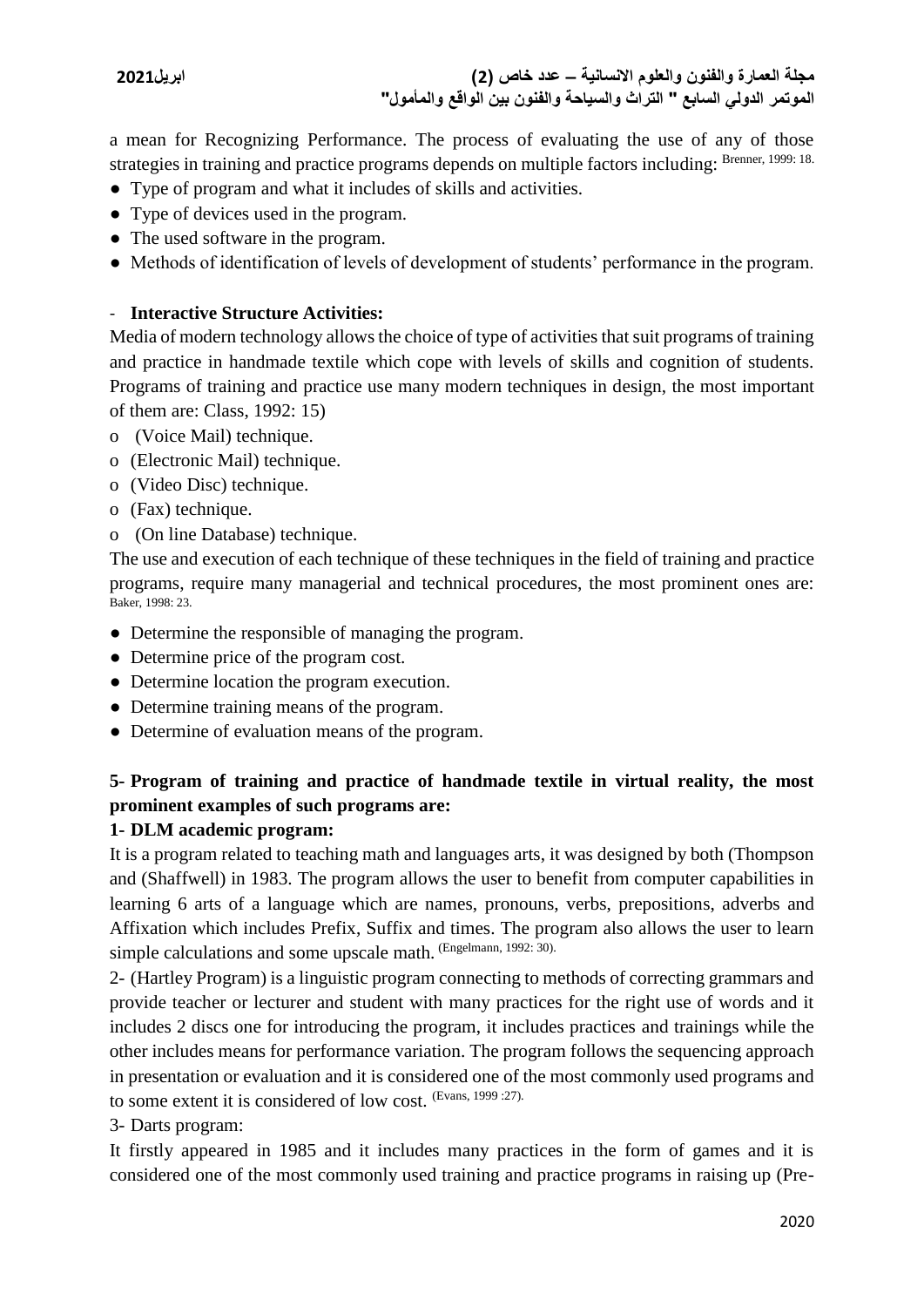a mean for Recognizing Performance. The process of evaluating the use of any of those strategies in training and practice programs depends on multiple factors including: Brenner, 1999: 18.

- Type of program and what it includes of skills and activities.
- Type of devices used in the program.
- The used software in the program.
- Methods of identification of levels of development of students' performance in the program.

- **Interactive Structure Activities:**

Media of modern technology allows the choice of type of activities that suit programs of training and practice in handmade textile which cope with levels of skills and cognition of students. Programs of training and practice use many modern techniques in design, the most important of them are: Class, 1992: 15)

- (Voice Mail) technique.
- (Electronic Mail) technique.
- (Video Disc) technique.
- (Fax) technique.
- (On line Database) technique.

The use and execution of each technique of these techniques in the field of training and practice programs, require many managerial and technical procedures, the most prominent ones are: Baker, 1998: 23.

- Determine the responsible of managing the program.
- Determine price of the program cost.
- Determine location the program execution.
- Determine training means of the program.
- Determine of evaluation means of the program.

**5- Program of training and practice of handmade textile in virtual reality, the most prominent examples of such programs are:**

**1- DLM academic program:**

It is a program related to teaching math and languages arts, it was designed by both (Thompson and (Shaffwell) in 1983. The program allows the user to benefit from computer capabilities in learning 6 arts of a language which are names, pronouns, verbs, prepositions, adverbs and Affixation which includes Prefix, Suffix and times. The program also allows the user to learn simple calculations and some upscale math. (Engelmann, 1992: 30).

2- (Hartley Program) is a linguistic program connecting to methods of correcting grammars and provide teacher or lecturer and student with many practices for the right use of words and it includes 2 discs one for introducing the program, it includes practices and trainings while the other includes means for performance variation. The program follows the sequencing approach in presentation or evaluation and it is considered one of the most commonly used programs and to some extent it is considered of low cost. (Evans, 1999 :27).

3- Darts program:

It firstly appeared in 1985 and it includes many practices in the form of games and it is considered one of the most commonly used training and practice programs in raising up (Pre-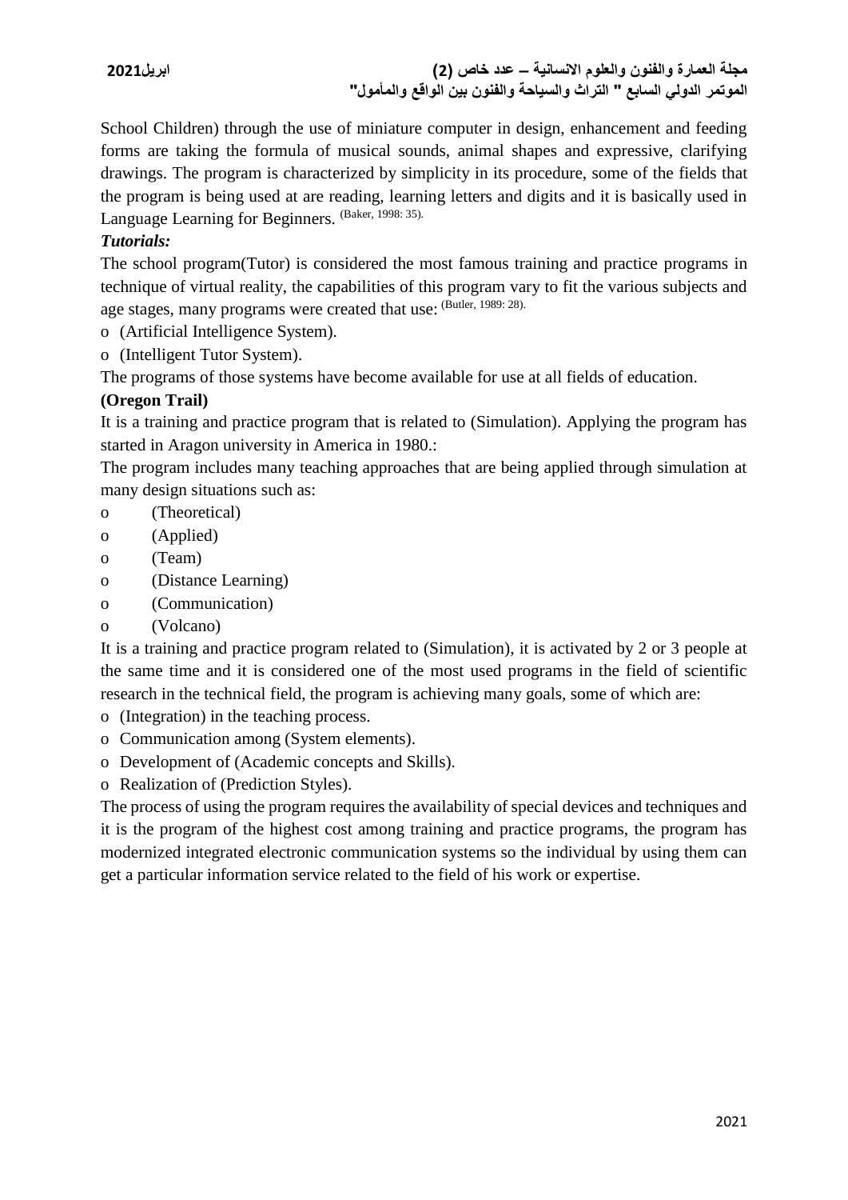School Children) through the use of miniature computer in design, enhancement and feeding forms are taking the formula of musical sounds, animal shapes and expressive, clarifying drawings. The program is characterized by simplicity in its procedure, some of the fields that the program is being used at are reading, learning letters and digits and it is basically used in Language Learning for Beginners. (Baker, 1998: 35).

***Tutorials:***

The school program(Tutor) is considered the most famous training and practice programs in technique of virtual reality, the capabilities of this program vary to fit the various subjects and age stages, many programs were created that use: (Butler, 1989: 28).

- (Artificial Intelligence System).
- (Intelligent Tutor System).

The programs of those systems have become available for use at all fields of education.

**(Oregon Trail)**

It is a training and practice program that is related to (Simulation). Applying the program has started in Aragon university in America in 1980.:

The program includes many teaching approaches that are being applied through simulation at many design situations such as:

- (Theoretical)
- (Applied)
- (Team)
- (Distance Learning)
- (Communication)
- (Volcano)

It is a training and practice program related to (Simulation), it is activated by 2 or 3 people at the same time and it is considered one of the most used programs in the field of scientific research in the technical field, the program is achieving many goals, some of which are:

- (Integration) in the teaching process.
- Communication among (System elements).
- Development of (Academic concepts and Skills).
- Realization of (Prediction Styles).

The process of using the program requires the availability of special devices and techniques and it is the program of the highest cost among training and practice programs, the program has modernized integrated electronic communication systems so the individual by using them can get a particular information service related to the field of his work or expertise.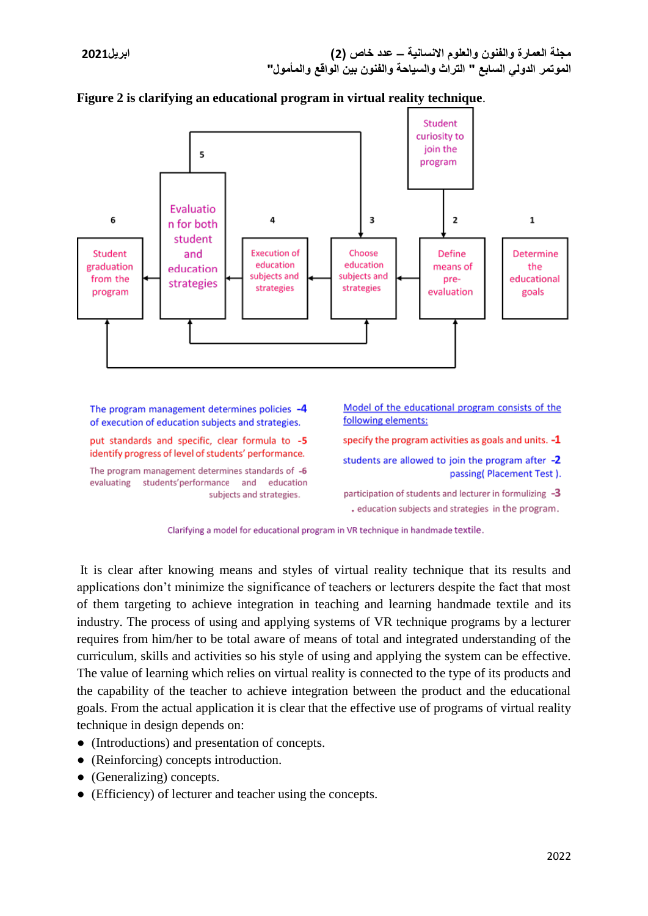**Figure 2 is clarifying an educational program in virtual reality technique**.

Student curiosity to join the program

6 — Student graduation from the program

5 — Evaluation for both student and education strategies

4 — Execution of education subjects and strategies

3 — Choose education subjects and strategies

2 — Define means of pre-evaluation

1 — Determine the educational goals

Model of the educational program consists of the following elements:

1- specify the program activities as goals and units.

2- students are allowed to join the program after passing( Placement Test ).

3- participation of students and lecturer in formulizing education subjects and strategies in the program.

4- The program management determines policies of execution of education subjects and strategies.

5- put standards and specific, clear formula to identify progress of level of students' performance.

6- The program management determines standards of evaluating students'performance and education subjects and strategies.

Clarifying a model for educational program in VR technique in handmade textile.

It is clear after knowing means and styles of virtual reality technique that its results and applications don't minimize the significance of teachers or lecturers despite the fact that most of them targeting to achieve integration in teaching and learning handmade textile and its industry. The process of using and applying systems of VR technique programs by a lecturer requires from him/her to be total aware of means of total and integrated understanding of the curriculum, skills and activities so his style of using and applying the system can be effective. The value of learning which relies on virtual reality is connected to the type of its products and the capability of the teacher to achieve integration between the product and the educational goals. From the actual application it is clear that the effective use of programs of virtual reality technique in design depends on:

- (Introductions) and presentation of concepts.
- (Reinforcing) concepts introduction.
- (Generalizing) concepts.
- (Efficiency) of lecturer and teacher using the concepts.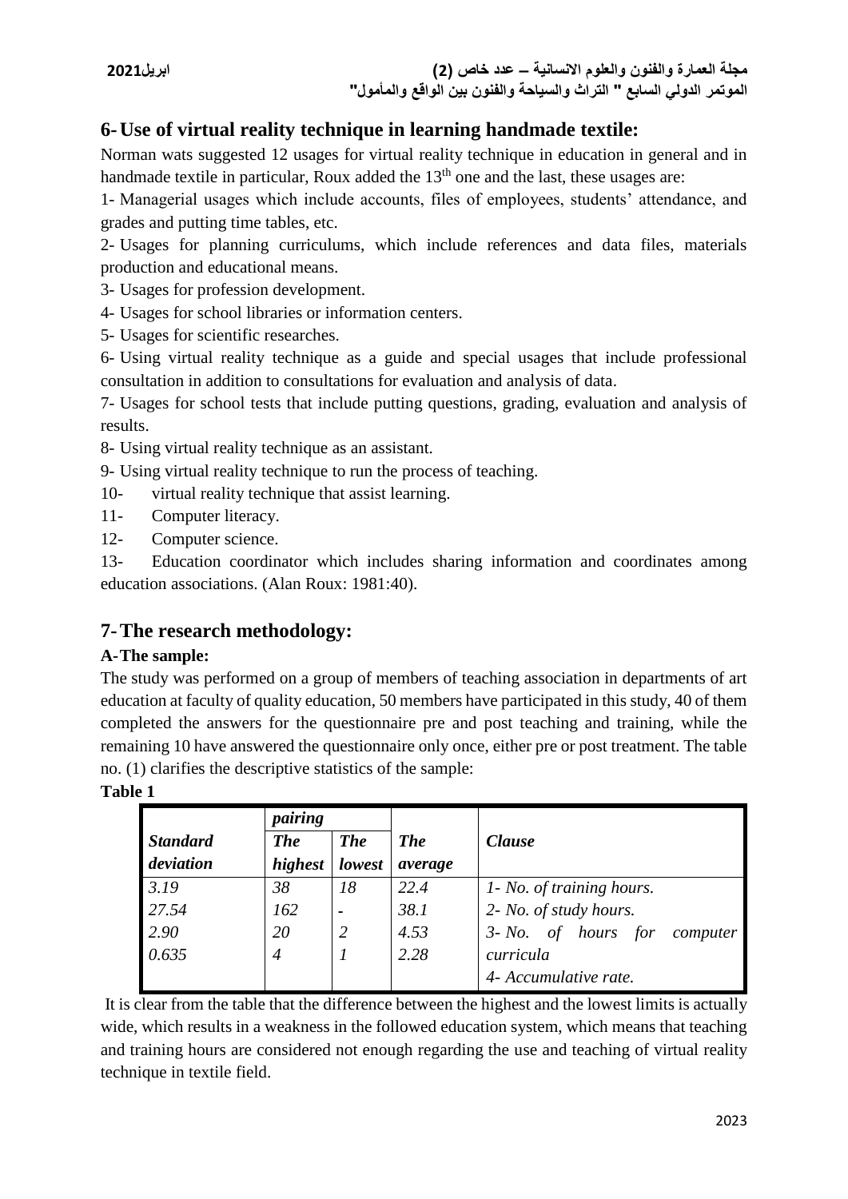## 6- Use of virtual reality technique in learning handmade textile:

Norman wats suggested 12 usages for virtual reality technique in education in general and in handmade textile in particular, Roux added the 13th one and the last, these usages are:

1- Managerial usages which include accounts, files of employees, students' attendance, and grades and putting time tables, etc.

2- Usages for planning curriculums, which include references and data files, materials production and educational means.

3- Usages for profession development.

4- Usages for school libraries or information centers.

5- Usages for scientific researches.

6- Using virtual reality technique as a guide and special usages that include professional consultation in addition to consultations for evaluation and analysis of data.

7- Usages for school tests that include putting questions, grading, evaluation and analysis of results.

8- Using virtual reality technique as an assistant.

9- Using virtual reality technique to run the process of teaching.

10- virtual reality technique that assist learning.

11- Computer literacy.

12- Computer science.

13- Education coordinator which includes sharing information and coordinates among education associations. (Alan Roux: 1981:40).

## 7- The research methodology:

### A- The sample:

The study was performed on a group of members of teaching association in departments of art education at faculty of quality education, 50 members have participated in this study, 40 of them completed the answers for the questionnaire pre and post teaching and training, while the remaining 10 have answered the questionnaire only once, either pre or post treatment. The table no. (1) clarifies the descriptive statistics of the sample:

**Table 1**

| *Standard deviation* | *pairing* | | *The average* | *Clause* |
|---|---|---|---|---|
| | *The highest* | *The lowest* | | |
| *3.19* | *38* | *18* | *22.4* | *1- No. of training hours.* |
| *27.54* | *162* | *-* | *38.1* | *2- No. of study hours.* |
| *2.90* | *20* | *2* | *4.53* | *3- No. of hours for computer curricula* |
| *0.635* | *4* | *1* | *2.28* | *4- Accumulative rate.* |

It is clear from the table that the difference between the highest and the lowest limits is actually wide, which results in a weakness in the followed education system, which means that teaching and training hours are considered not enough regarding the use and teaching of virtual reality technique in textile field.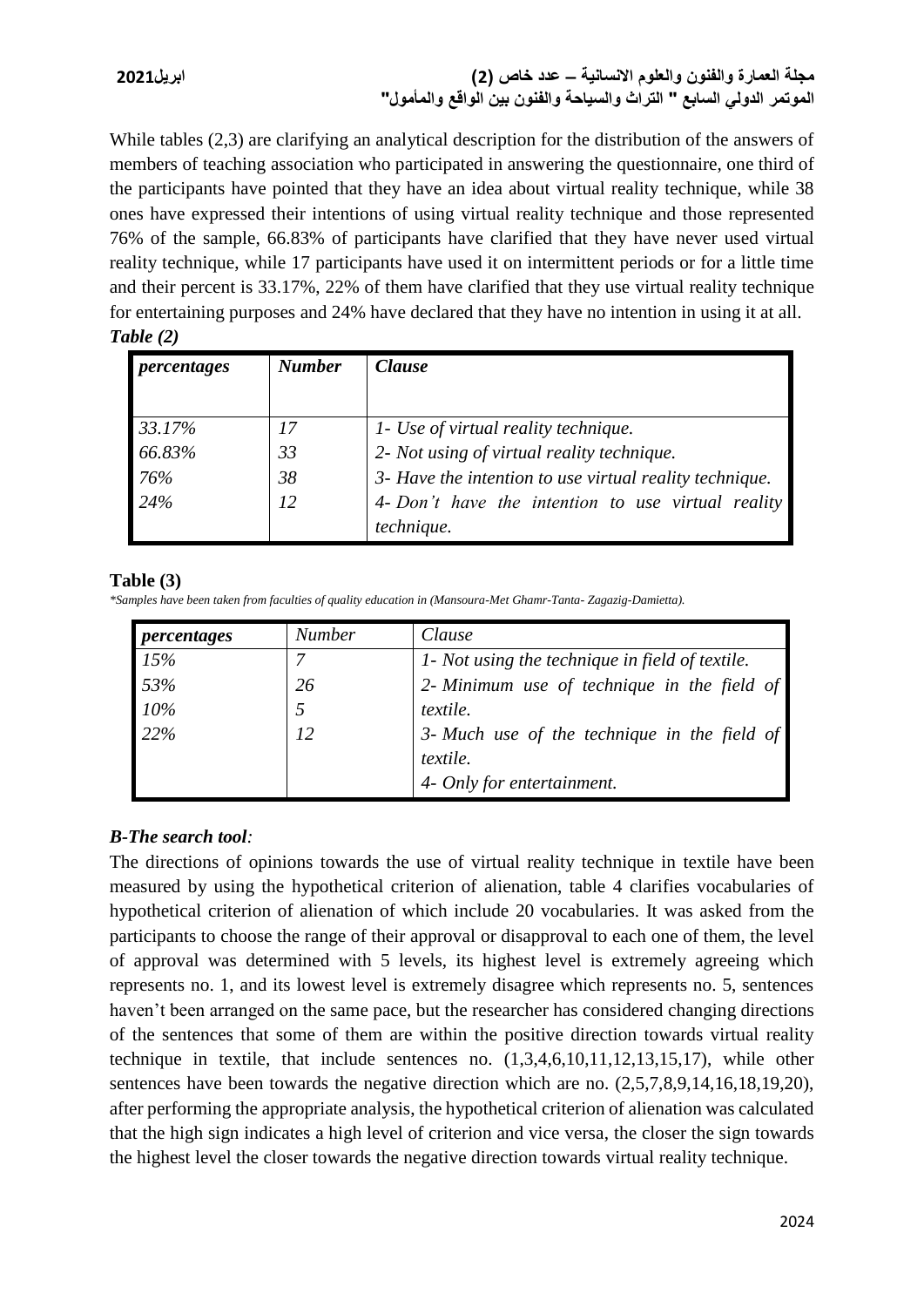While tables (2,3) are clarifying an analytical description for the distribution of the answers of members of teaching association who participated in answering the questionnaire, one third of the participants have pointed that they have an idea about virtual reality technique, while 38 ones have expressed their intentions of using virtual reality technique and those represented 76% of the sample, 66.83% of participants have clarified that they have never used virtual reality technique, while 17 participants have used it on intermittent periods or for a little time and their percent is 33.17%, 22% of them have clarified that they use virtual reality technique for entertaining purposes and 24% have declared that they have no intention in using it at all.

***Table (2)***

| *percentages* | *Number* | *Clause* |
|---|---|---|
| *33.17%* | *17* | *1- Use of virtual reality technique.* |
| *66.83%* | *33* | *2- Not using of virtual reality technique.* |
| *76%* | *38* | *3- Have the intention to use virtual reality technique.* |
| *24%* | *12* | *4- Don't have the intention to use virtual reality technique.* |

**Table (3)**

*\*Samples have been taken from faculties of quality education in (Mansoura-Met Ghamr-Tanta- Zagazig-Damietta).*

| *percentages* | *Number* | *Clause* |
|---|---|---|
| *15%* | *7* | *1- Not using the technique in field of textile.* |
| *53%* | *26* | *2- Minimum use of technique in the field of textile.* |
| *10%* | *5* | *3- Much use of the technique in the field of textile.* |
| *22%* | *12* | *4- Only for entertainment.* |

### *B-The search tool:*

The directions of opinions towards the use of virtual reality technique in textile have been measured by using the hypothetical criterion of alienation, table 4 clarifies vocabularies of hypothetical criterion of alienation of which include 20 vocabularies. It was asked from the participants to choose the range of their approval or disapproval to each one of them, the level of approval was determined with 5 levels, its highest level is extremely agreeing which represents no. 1, and its lowest level is extremely disagree which represents no. 5, sentences haven't been arranged on the same pace, but the researcher has considered changing directions of the sentences that some of them are within the positive direction towards virtual reality technique in textile, that include sentences no. (1,3,4,6,10,11,12,13,15,17), while other sentences have been towards the negative direction which are no. (2,5,7,8,9,14,16,18,19,20), after performing the appropriate analysis, the hypothetical criterion of alienation was calculated that the high sign indicates a high level of criterion and vice versa, the closer the sign towards the highest level the closer towards the negative direction towards virtual reality technique.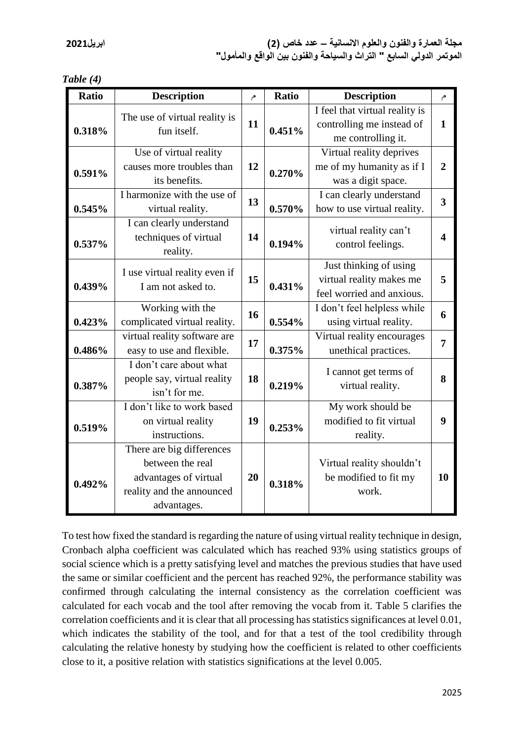*Table (4)*

| Ratio | Description | م | Ratio | Description | م |
|---|---|---|---|---|---|
| 0.318% | The use of virtual reality is fun itself. | 11 | 0.451% | I feel that virtual reality is controlling me instead of me controlling it. | 1 |
| 0.591% | Use of virtual reality causes more troubles than its benefits. | 12 | 0.270% | Virtual reality deprives me of my humanity as if I was a digit space. | 2 |
| 0.545% | I harmonize with the use of virtual reality. | 13 | 0.570% | I can clearly understand how to use virtual reality. | 3 |
| 0.537% | I can clearly understand techniques of virtual reality. | 14 | 0.194% | virtual reality can't control feelings. | 4 |
| 0.439% | I use virtual reality even if I am not asked to. | 15 | 0.431% | Just thinking of using virtual reality makes me feel worried and anxious. | 5 |
| 0.423% | Working with the complicated virtual reality. | 16 | 0.554% | I don't feel helpless while using virtual reality. | 6 |
| 0.486% | virtual reality software are easy to use and flexible. | 17 | 0.375% | Virtual reality encourages unethical practices. | 7 |
| 0.387% | I don't care about what people say, virtual reality isn't for me. | 18 | 0.219% | I cannot get terms of virtual reality. | 8 |
| 0.519% | I don't like to work based on virtual reality instructions. | 19 | 0.253% | My work should be modified to fit virtual reality. | 9 |
| 0.492% | There are big differences between the real advantages of virtual reality and the announced advantages. | 20 | 0.318% | Virtual reality shouldn't be modified to fit my work. | 10 |

To test how fixed the standard is regarding the nature of using virtual reality technique in design, Cronbach alpha coefficient was calculated which has reached 93% using statistics groups of social science which is a pretty satisfying level and matches the previous studies that have used the same or similar coefficient and the percent has reached 92%, the performance stability was confirmed through calculating the internal consistency as the correlation coefficient was calculated for each vocab and the tool after removing the vocab from it. Table 5 clarifies the correlation coefficients and it is clear that all processing has statistics significances at level 0.01, which indicates the stability of the tool, and for that a test of the tool credibility through calculating the relative honesty by studying how the coefficient is related to other coefficients close to it, a positive relation with statistics significations at the level 0.005.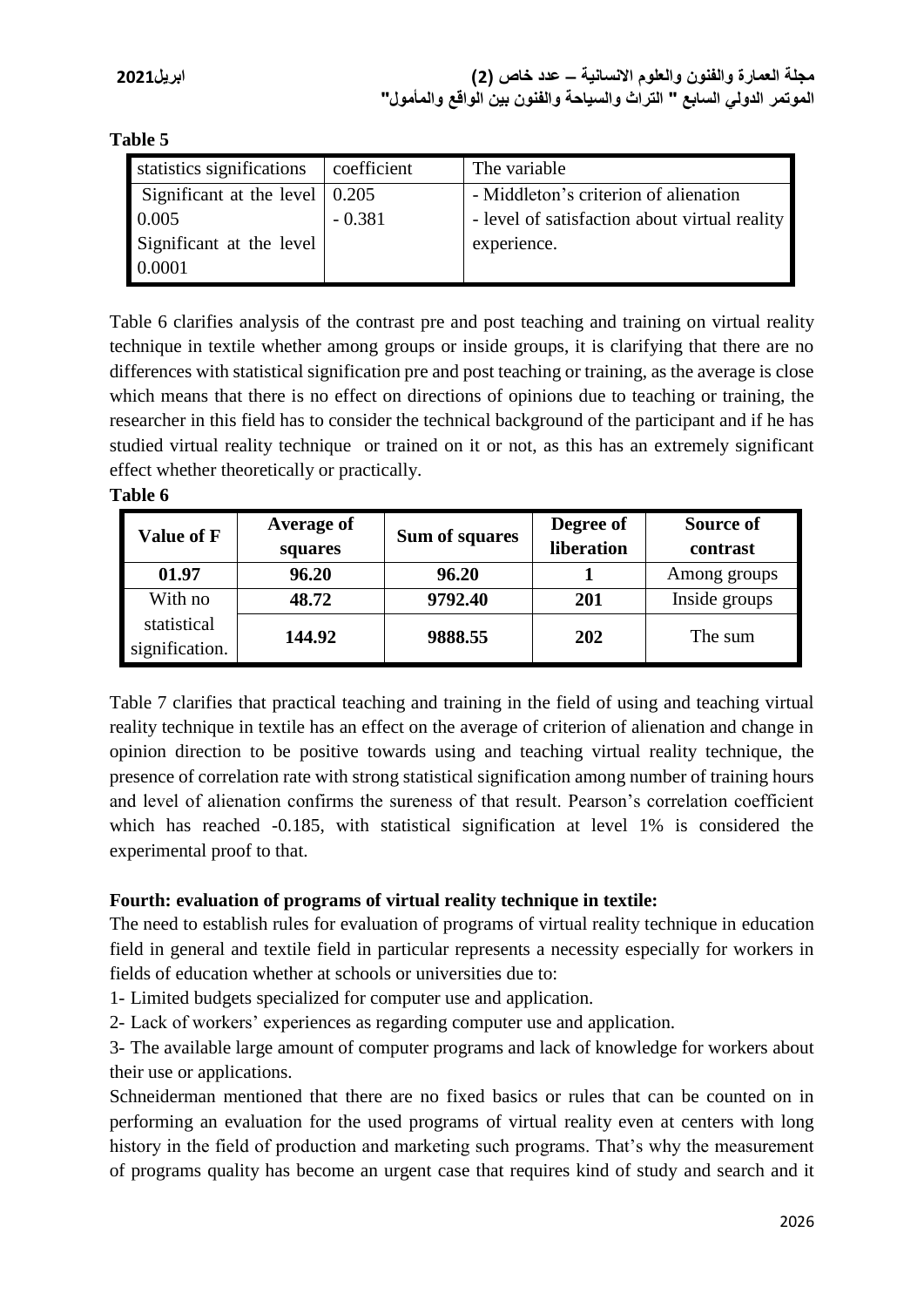**Table 5**

| statistics significations | coefficient | The variable |
|---|---|---|
| Significant at the level 0.005 | 0.205 | - Middleton's criterion of alienation |
| Significant at the level 0.0001 | - 0.381 | - level of satisfaction about virtual reality experience. |

Table 6 clarifies analysis of the contrast pre and post teaching and training on virtual reality technique in textile whether among groups or inside groups, it is clarifying that there are no differences with statistical signification pre and post teaching or training, as the average is close which means that there is no effect on directions of opinions due to teaching or training, the researcher in this field has to consider the technical background of the participant and if he has studied virtual reality technique or trained on it or not, as this has an extremely significant effect whether theoretically or practically.

**Table 6**

| Value of F | Average of squares | Sum of squares | Degree of liberation | Source of contrast |
|---|---|---|---|---|
| 01.97 | 96.20 | 96.20 | 1 | Among groups |
| With no statistical signification. | 48.72 | 9792.40 | 201 | Inside groups |
| | 144.92 | 9888.55 | 202 | The sum |

Table 7 clarifies that practical teaching and training in the field of using and teaching virtual reality technique in textile has an effect on the average of criterion of alienation and change in opinion direction to be positive towards using and teaching virtual reality technique, the presence of correlation rate with strong statistical signification among number of training hours and level of alienation confirms the sureness of that result. Pearson's correlation coefficient which has reached -0.185, with statistical signification at level 1% is considered the experimental proof to that.

**Fourth: evaluation of programs of virtual reality technique in textile:**

The need to establish rules for evaluation of programs of virtual reality technique in education field in general and textile field in particular represents a necessity especially for workers in fields of education whether at schools or universities due to:

1- Limited budgets specialized for computer use and application.

2- Lack of workers' experiences as regarding computer use and application.

3- The available large amount of computer programs and lack of knowledge for workers about their use or applications.

Schneiderman mentioned that there are no fixed basics or rules that can be counted on in performing an evaluation for the used programs of virtual reality even at centers with long history in the field of production and marketing such programs. That's why the measurement of programs quality has become an urgent case that requires kind of study and search and it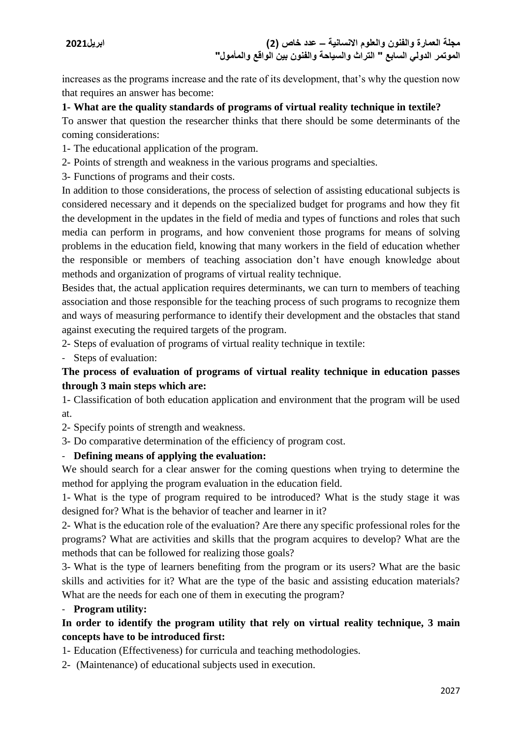increases as the programs increase and the rate of its development, that's why the question now that requires an answer has become:

**1- What are the quality standards of programs of virtual reality technique in textile?**

To answer that question the researcher thinks that there should be some determinants of the coming considerations:

1- The educational application of the program.

2- Points of strength and weakness in the various programs and specialties.

3- Functions of programs and their costs.

In addition to those considerations, the process of selection of assisting educational subjects is considered necessary and it depends on the specialized budget for programs and how they fit the development in the updates in the field of media and types of functions and roles that such media can perform in programs, and how convenient those programs for means of solving problems in the education field, knowing that many workers in the field of education whether the responsible or members of teaching association don't have enough knowledge about methods and organization of programs of virtual reality technique.

Besides that, the actual application requires determinants, we can turn to members of teaching association and those responsible for the teaching process of such programs to recognize them and ways of measuring performance to identify their development and the obstacles that stand against executing the required targets of the program.

2- Steps of evaluation of programs of virtual reality technique in textile:

- Steps of evaluation:

**The process of evaluation of programs of virtual reality technique in education passes through 3 main steps which are:**

1- Classification of both education application and environment that the program will be used at.

2- Specify points of strength and weakness.

3- Do comparative determination of the efficiency of program cost.

- **Defining means of applying the evaluation:**

We should search for a clear answer for the coming questions when trying to determine the method for applying the program evaluation in the education field.

1- What is the type of program required to be introduced? What is the study stage it was designed for? What is the behavior of teacher and learner in it?

2- What is the education role of the evaluation? Are there any specific professional roles for the programs? What are activities and skills that the program acquires to develop? What are the methods that can be followed for realizing those goals?

3- What is the type of learners benefiting from the program or its users? What are the basic skills and activities for it? What are the type of the basic and assisting education materials? What are the needs for each one of them in executing the program?

- **Program utility:**

**In order to identify the program utility that rely on virtual reality technique, 3 main concepts have to be introduced first:**

1- Education (Effectiveness) for curricula and teaching methodologies.

2- (Maintenance) of educational subjects used in execution.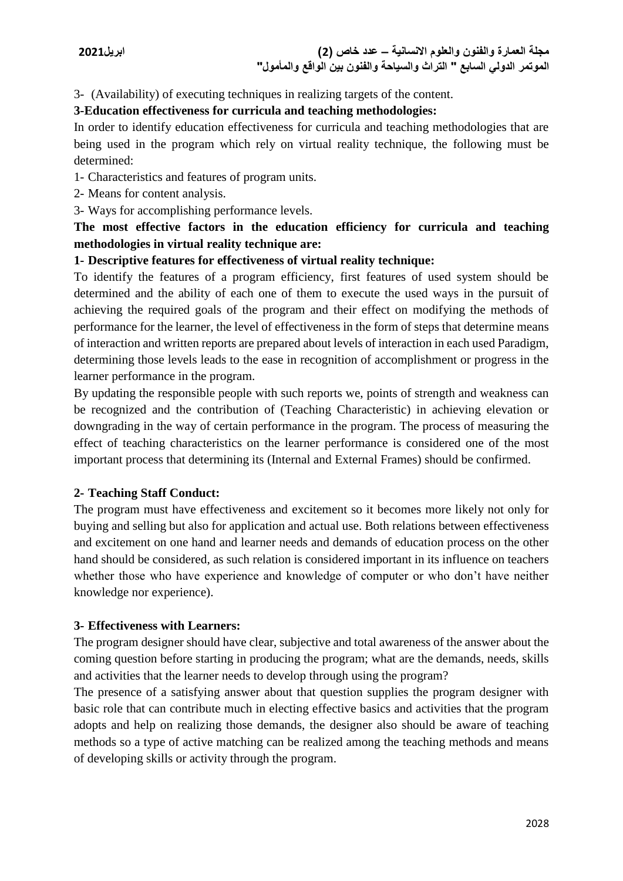3- (Availability) of executing techniques in realizing targets of the content.

**3-Education effectiveness for curricula and teaching methodologies:**

In order to identify education effectiveness for curricula and teaching methodologies that are being used in the program which rely on virtual reality technique, the following must be determined:

1- Characteristics and features of program units.

2- Means for content analysis.

3- Ways for accomplishing performance levels.

**The most effective factors in the education efficiency for curricula and teaching methodologies in virtual reality technique are:**

**1- Descriptive features for effectiveness of virtual reality technique:**

To identify the features of a program efficiency, first features of used system should be determined and the ability of each one of them to execute the used ways in the pursuit of achieving the required goals of the program and their effect on modifying the methods of performance for the learner, the level of effectiveness in the form of steps that determine means of interaction and written reports are prepared about levels of interaction in each used Paradigm, determining those levels leads to the ease in recognition of accomplishment or progress in the learner performance in the program.

By updating the responsible people with such reports we, points of strength and weakness can be recognized and the contribution of (Teaching Characteristic) in achieving elevation or downgrading in the way of certain performance in the program. The process of measuring the effect of teaching characteristics on the learner performance is considered one of the most important process that determining its (Internal and External Frames) should be confirmed.

**2- Teaching Staff Conduct:**

The program must have effectiveness and excitement so it becomes more likely not only for buying and selling but also for application and actual use. Both relations between effectiveness and excitement on one hand and learner needs and demands of education process on the other hand should be considered, as such relation is considered important in its influence on teachers whether those who have experience and knowledge of computer or who don't have neither knowledge nor experience).

**3- Effectiveness with Learners:**

The program designer should have clear, subjective and total awareness of the answer about the coming question before starting in producing the program; what are the demands, needs, skills and activities that the learner needs to develop through using the program?

The presence of a satisfying answer about that question supplies the program designer with basic role that can contribute much in electing effective basics and activities that the program adopts and help on realizing those demands, the designer also should be aware of teaching methods so a type of active matching can be realized among the teaching methods and means of developing skills or activity through the program.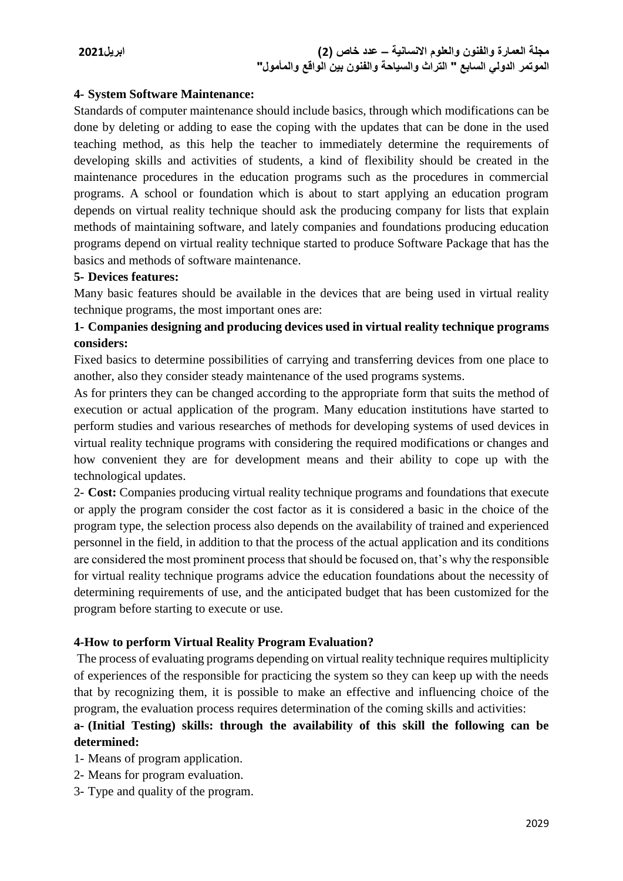**4- System Software Maintenance:**

Standards of computer maintenance should include basics, through which modifications can be done by deleting or adding to ease the coping with the updates that can be done in the used teaching method, as this help the teacher to immediately determine the requirements of developing skills and activities of students, a kind of flexibility should be created in the maintenance procedures in the education programs such as the procedures in commercial programs. A school or foundation which is about to start applying an education program depends on virtual reality technique should ask the producing company for lists that explain methods of maintaining software, and lately companies and foundations producing education programs depend on virtual reality technique started to produce Software Package that has the basics and methods of software maintenance.

**5- Devices features:**

Many basic features should be available in the devices that are being used in virtual reality technique programs, the most important ones are:

**1- Companies designing and producing devices used in virtual reality technique programs considers:**

Fixed basics to determine possibilities of carrying and transferring devices from one place to another, also they consider steady maintenance of the used programs systems.

As for printers they can be changed according to the appropriate form that suits the method of execution or actual application of the program. Many education institutions have started to perform studies and various researches of methods for developing systems of used devices in virtual reality technique programs with considering the required modifications or changes and how convenient they are for development means and their ability to cope up with the technological updates.

2- **Cost:** Companies producing virtual reality technique programs and foundations that execute or apply the program consider the cost factor as it is considered a basic in the choice of the program type, the selection process also depends on the availability of trained and experienced personnel in the field, in addition to that the process of the actual application and its conditions are considered the most prominent process that should be focused on, that's why the responsible for virtual reality technique programs advice the education foundations about the necessity of determining requirements of use, and the anticipated budget that has been customized for the program before starting to execute or use.

**4-How to perform Virtual Reality Program Evaluation?**

The process of evaluating programs depending on virtual reality technique requires multiplicity of experiences of the responsible for practicing the system so they can keep up with the needs that by recognizing them, it is possible to make an effective and influencing choice of the program, the evaluation process requires determination of the coming skills and activities:

**a- (Initial Testing) skills: through the availability of this skill the following can be determined:**

1- Means of program application.

2- Means for program evaluation.

3- Type and quality of the program.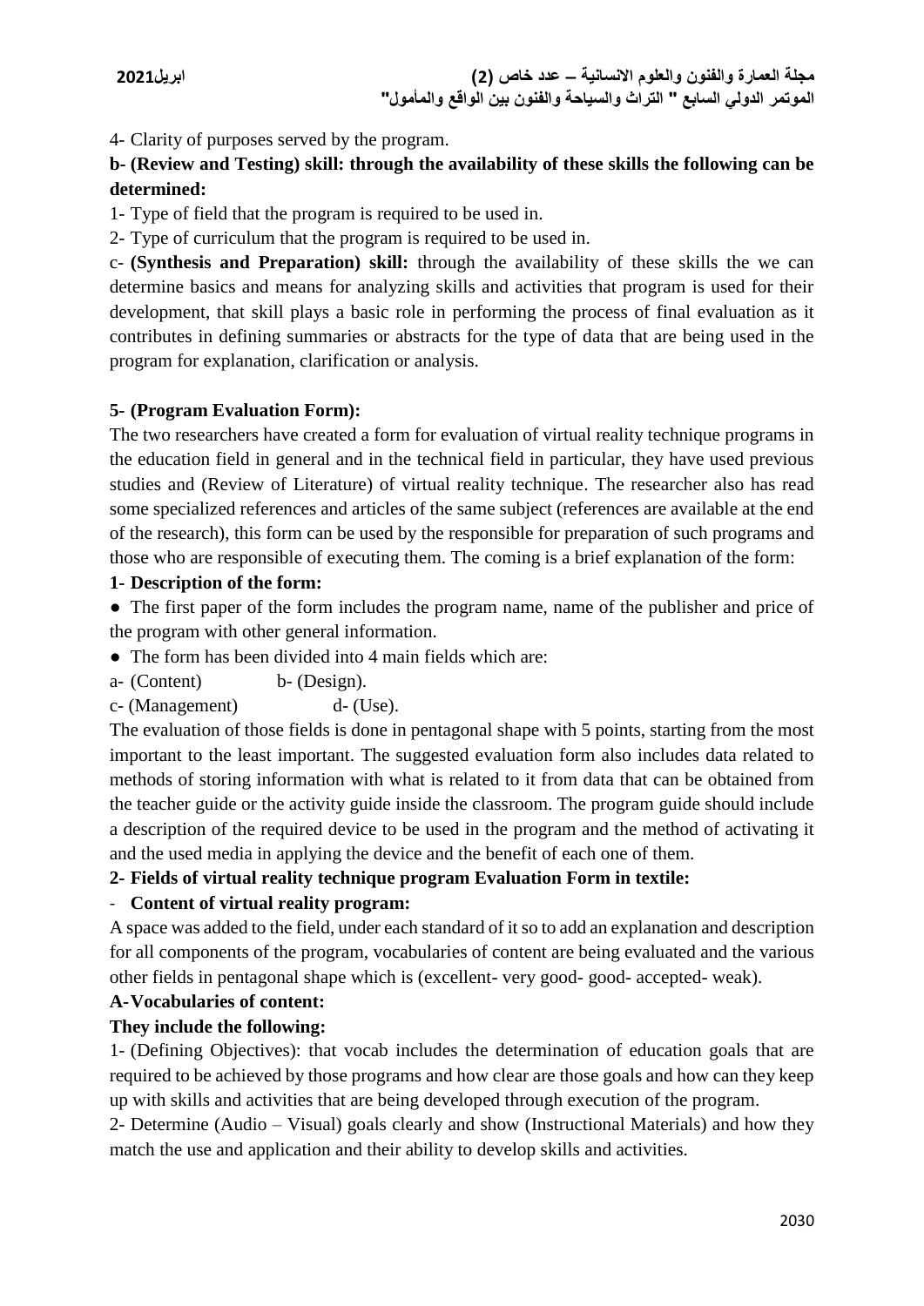4- Clarity of purposes served by the program.

**b- (Review and Testing) skill: through the availability of these skills the following can be determined:**

1- Type of field that the program is required to be used in.

2- Type of curriculum that the program is required to be used in.

c- **(Synthesis and Preparation) skill:** through the availability of these skills the we can determine basics and means for analyzing skills and activities that program is used for their development, that skill plays a basic role in performing the process of final evaluation as it contributes in defining summaries or abstracts for the type of data that are being used in the program for explanation, clarification or analysis.

**5- (Program Evaluation Form):**

The two researchers have created a form for evaluation of virtual reality technique programs in the education field in general and in the technical field in particular, they have used previous studies and (Review of Literature) of virtual reality technique. The researcher also has read some specialized references and articles of the same subject (references are available at the end of the research), this form can be used by the responsible for preparation of such programs and those who are responsible of executing them. The coming is a brief explanation of the form:

**1- Description of the form:**

- The first paper of the form includes the program name, name of the publisher and price of the program with other general information.
- The form has been divided into 4 main fields which are:

a- (Content) b- (Design).

c- (Management) d- (Use).

The evaluation of those fields is done in pentagonal shape with 5 points, starting from the most important to the least important. The suggested evaluation form also includes data related to methods of storing information with what is related to it from data that can be obtained from the teacher guide or the activity guide inside the classroom. The program guide should include a description of the required device to be used in the program and the method of activating it and the used media in applying the device and the benefit of each one of them.

**2- Fields of virtual reality technique program Evaluation Form in textile:**

- **Content of virtual reality program:**

A space was added to the field, under each standard of it so to add an explanation and description for all components of the program, vocabularies of content are being evaluated and the various other fields in pentagonal shape which is (excellent- very good- good- accepted- weak).

**A-Vocabularies of content:**

**They include the following:**

1- (Defining Objectives): that vocab includes the determination of education goals that are required to be achieved by those programs and how clear are those goals and how can they keep up with skills and activities that are being developed through execution of the program.

2- Determine (Audio – Visual) goals clearly and show (Instructional Materials) and how they match the use and application and their ability to develop skills and activities.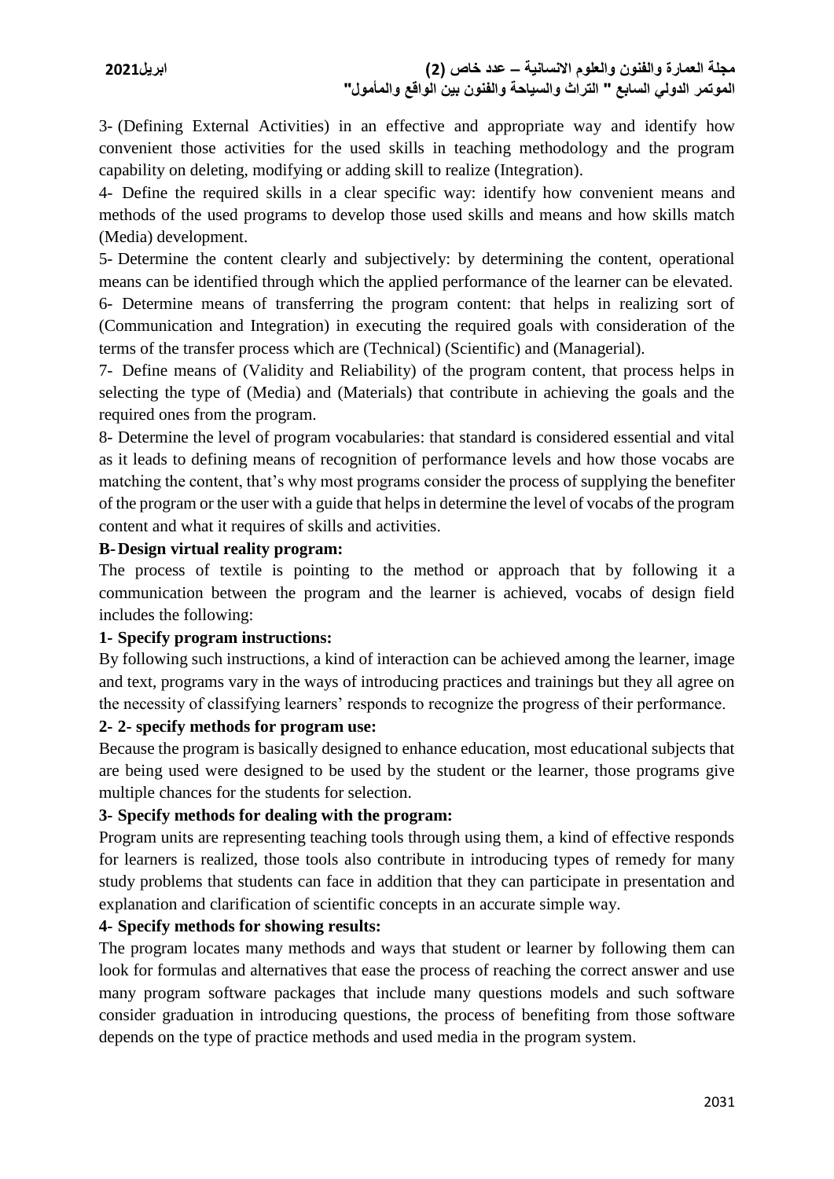3- (Defining External Activities) in an effective and appropriate way and identify how convenient those activities for the used skills in teaching methodology and the program capability on deleting, modifying or adding skill to realize (Integration).

4- Define the required skills in a clear specific way: identify how convenient means and methods of the used programs to develop those used skills and means and how skills match (Media) development.

5- Determine the content clearly and subjectively: by determining the content, operational means can be identified through which the applied performance of the learner can be elevated.

6- Determine means of transferring the program content: that helps in realizing sort of (Communication and Integration) in executing the required goals with consideration of the terms of the transfer process which are (Technical) (Scientific) and (Managerial).

7- Define means of (Validity and Reliability) of the program content, that process helps in selecting the type of (Media) and (Materials) that contribute in achieving the goals and the required ones from the program.

8- Determine the level of program vocabularies: that standard is considered essential and vital as it leads to defining means of recognition of performance levels and how those vocabs are matching the content, that's why most programs consider the process of supplying the benefiter of the program or the user with a guide that helps in determine the level of vocabs of the program content and what it requires of skills and activities.

**B- Design virtual reality program:**

The process of textile is pointing to the method or approach that by following it a communication between the program and the learner is achieved, vocabs of design field includes the following:

**1- Specify program instructions:**

By following such instructions, a kind of interaction can be achieved among the learner, image and text, programs vary in the ways of introducing practices and trainings but they all agree on the necessity of classifying learners' responds to recognize the progress of their performance.

**2- 2- specify methods for program use:**

Because the program is basically designed to enhance education, most educational subjects that are being used were designed to be used by the student or the learner, those programs give multiple chances for the students for selection.

**3- Specify methods for dealing with the program:**

Program units are representing teaching tools through using them, a kind of effective responds for learners is realized, those tools also contribute in introducing types of remedy for many study problems that students can face in addition that they can participate in presentation and explanation and clarification of scientific concepts in an accurate simple way.

**4- Specify methods for showing results:**

The program locates many methods and ways that student or learner by following them can look for formulas and alternatives that ease the process of reaching the correct answer and use many program software packages that include many questions models and such software consider graduation in introducing questions, the process of benefiting from those software depends on the type of practice methods and used media in the program system.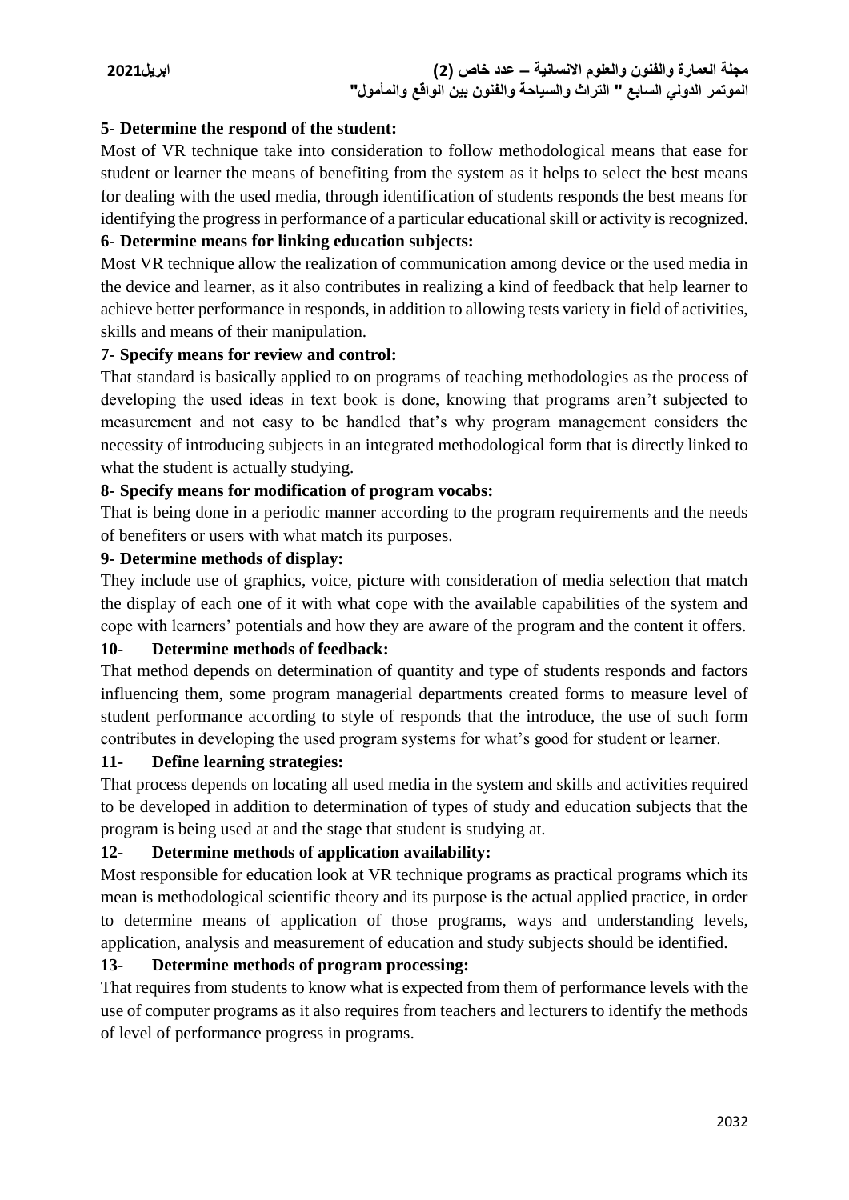**5- Determine the respond of the student:**

Most of VR technique take into consideration to follow methodological means that ease for student or learner the means of benefiting from the system as it helps to select the best means for dealing with the used media, through identification of students responds the best means for identifying the progress in performance of a particular educational skill or activity is recognized.

**6- Determine means for linking education subjects:**

Most VR technique allow the realization of communication among device or the used media in the device and learner, as it also contributes in realizing a kind of feedback that help learner to achieve better performance in responds, in addition to allowing tests variety in field of activities, skills and means of their manipulation.

**7- Specify means for review and control:**

That standard is basically applied to on programs of teaching methodologies as the process of developing the used ideas in text book is done, knowing that programs aren't subjected to measurement and not easy to be handled that's why program management considers the necessity of introducing subjects in an integrated methodological form that is directly linked to what the student is actually studying.

**8- Specify means for modification of program vocabs:**

That is being done in a periodic manner according to the program requirements and the needs of benefiters or users with what match its purposes.

**9- Determine methods of display:**

They include use of graphics, voice, picture with consideration of media selection that match the display of each one of it with what cope with the available capabilities of the system and cope with learners' potentials and how they are aware of the program and the content it offers.

**10- Determine methods of feedback:**

That method depends on determination of quantity and type of students responds and factors influencing them, some program managerial departments created forms to measure level of student performance according to style of responds that the introduce, the use of such form contributes in developing the used program systems for what's good for student or learner.

**11- Define learning strategies:**

That process depends on locating all used media in the system and skills and activities required to be developed in addition to determination of types of study and education subjects that the program is being used at and the stage that student is studying at.

**12- Determine methods of application availability:**

Most responsible for education look at VR technique programs as practical programs which its mean is methodological scientific theory and its purpose is the actual applied practice, in order to determine means of application of those programs, ways and understanding levels, application, analysis and measurement of education and study subjects should be identified.

**13- Determine methods of program processing:**

That requires from students to know what is expected from them of performance levels with the use of computer programs as it also requires from teachers and lecturers to identify the methods of level of performance progress in programs.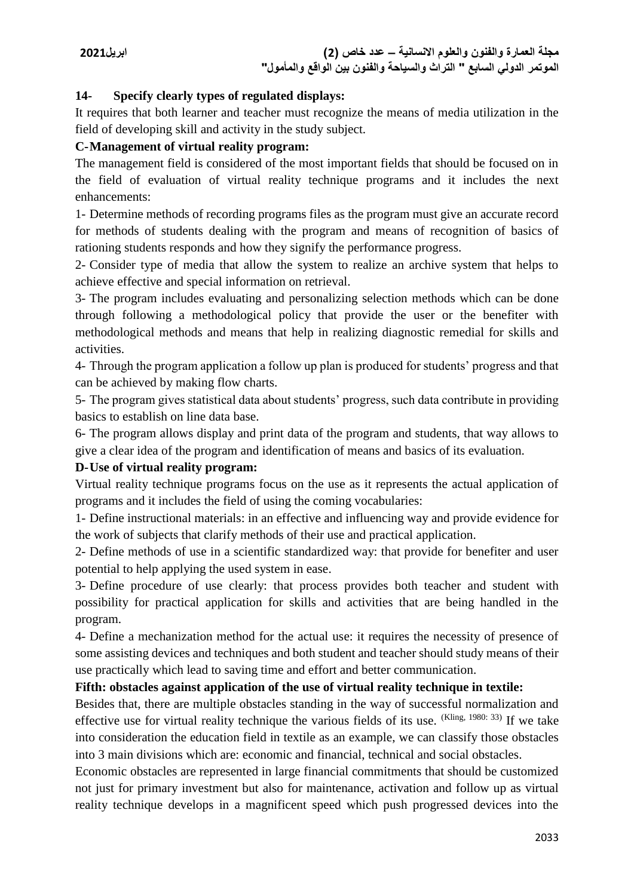**14- Specify clearly types of regulated displays:**

It requires that both learner and teacher must recognize the means of media utilization in the field of developing skill and activity in the study subject.

**C-Management of virtual reality program:**

The management field is considered of the most important fields that should be focused on in the field of evaluation of virtual reality technique programs and it includes the next enhancements:

1- Determine methods of recording programs files as the program must give an accurate record for methods of students dealing with the program and means of recognition of basics of rationing students responds and how they signify the performance progress.

2- Consider type of media that allow the system to realize an archive system that helps to achieve effective and special information on retrieval.

3- The program includes evaluating and personalizing selection methods which can be done through following a methodological policy that provide the user or the benefiter with methodological methods and means that help in realizing diagnostic remedial for skills and activities.

4- Through the program application a follow up plan is produced for students' progress and that can be achieved by making flow charts.

5- The program gives statistical data about students' progress, such data contribute in providing basics to establish on line data base.

6- The program allows display and print data of the program and students, that way allows to give a clear idea of the program and identification of means and basics of its evaluation.

**D-Use of virtual reality program:**

Virtual reality technique programs focus on the use as it represents the actual application of programs and it includes the field of using the coming vocabularies:

1- Define instructional materials: in an effective and influencing way and provide evidence for the work of subjects that clarify methods of their use and practical application.

2- Define methods of use in a scientific standardized way: that provide for benefiter and user potential to help applying the used system in ease.

3- Define procedure of use clearly: that process provides both teacher and student with possibility for practical application for skills and activities that are being handled in the program.

4- Define a mechanization method for the actual use: it requires the necessity of presence of some assisting devices and techniques and both student and teacher should study means of their use practically which lead to saving time and effort and better communication.

**Fifth: obstacles against application of the use of virtual reality technique in textile:**

Besides that, there are multiple obstacles standing in the way of successful normalization and effective use for virtual reality technique the various fields of its use. (Kling, 1980: 33) If we take into consideration the education field in textile as an example, we can classify those obstacles into 3 main divisions which are: economic and financial, technical and social obstacles.

Economic obstacles are represented in large financial commitments that should be customized not just for primary investment but also for maintenance, activation and follow up as virtual reality technique develops in a magnificent speed which push progressed devices into the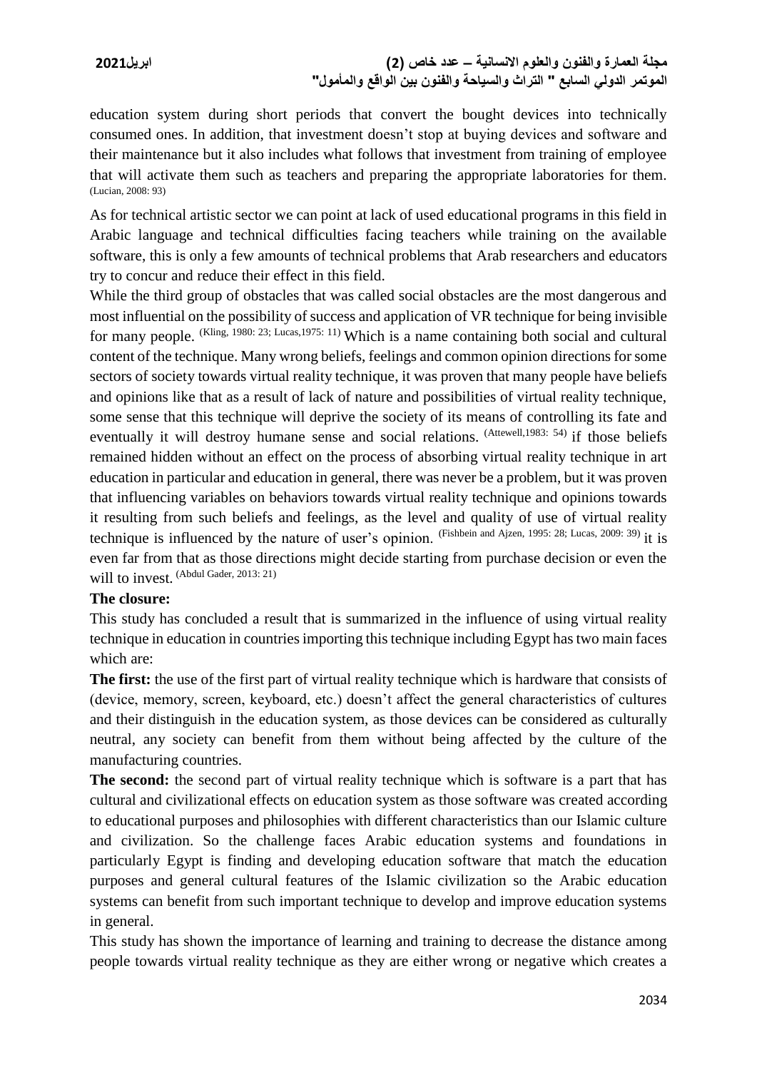education system during short periods that convert the bought devices into technically consumed ones. In addition, that investment doesn't stop at buying devices and software and their maintenance but it also includes what follows that investment from training of employee that will activate them such as teachers and preparing the appropriate laboratories for them. (Lucian, 2008: 93)

As for technical artistic sector we can point at lack of used educational programs in this field in Arabic language and technical difficulties facing teachers while training on the available software, this is only a few amounts of technical problems that Arab researchers and educators try to concur and reduce their effect in this field.

While the third group of obstacles that was called social obstacles are the most dangerous and most influential on the possibility of success and application of VR technique for being invisible for many people. (Kling, 1980: 23; Lucas,1975: 11) Which is a name containing both social and cultural content of the technique. Many wrong beliefs, feelings and common opinion directions for some sectors of society towards virtual reality technique, it was proven that many people have beliefs and opinions like that as a result of lack of nature and possibilities of virtual reality technique, some sense that this technique will deprive the society of its means of controlling its fate and eventually it will destroy humane sense and social relations. (Attewell,1983: 54) if those beliefs remained hidden without an effect on the process of absorbing virtual reality technique in art education in particular and education in general, there was never be a problem, but it was proven that influencing variables on behaviors towards virtual reality technique and opinions towards it resulting from such beliefs and feelings, as the level and quality of use of virtual reality technique is influenced by the nature of user's opinion. (Fishbein and Ajzen, 1995: 28; Lucas, 2009: 39) it is even far from that as those directions might decide starting from purchase decision or even the will to invest. (Abdul Gader, 2013: 21)

**The closure:**

This study has concluded a result that is summarized in the influence of using virtual reality technique in education in countries importing this technique including Egypt has two main faces which are:

**The first:** the use of the first part of virtual reality technique which is hardware that consists of (device, memory, screen, keyboard, etc.) doesn't affect the general characteristics of cultures and their distinguish in the education system, as those devices can be considered as culturally neutral, any society can benefit from them without being affected by the culture of the manufacturing countries.

**The second:** the second part of virtual reality technique which is software is a part that has cultural and civilizational effects on education system as those software was created according to educational purposes and philosophies with different characteristics than our Islamic culture and civilization. So the challenge faces Arabic education systems and foundations in particularly Egypt is finding and developing education software that match the education purposes and general cultural features of the Islamic civilization so the Arabic education systems can benefit from such important technique to develop and improve education systems in general.

This study has shown the importance of learning and training to decrease the distance among people towards virtual reality technique as they are either wrong or negative which creates a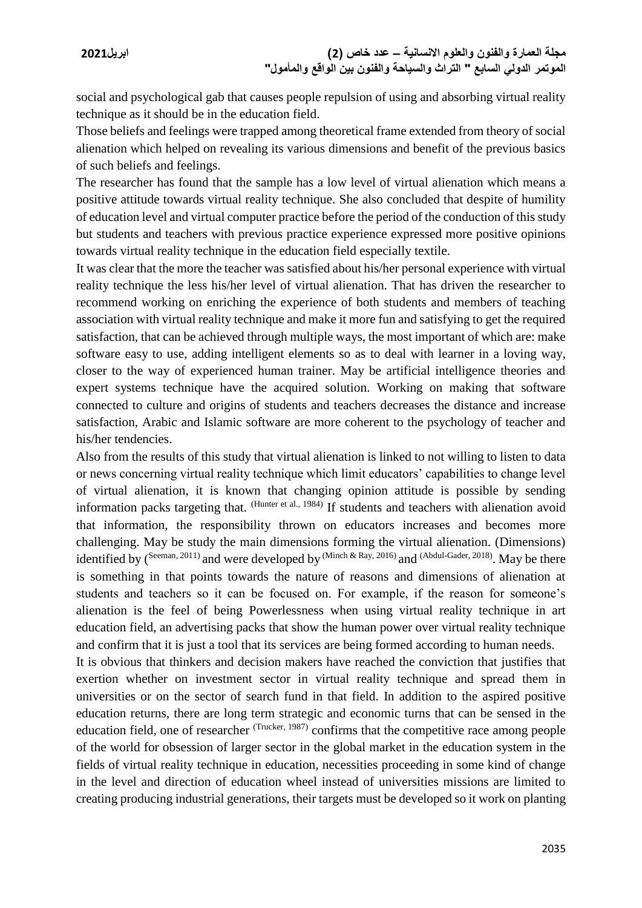social and psychological gab that causes people repulsion of using and absorbing virtual reality technique as it should be in the education field.

Those beliefs and feelings were trapped among theoretical frame extended from theory of social alienation which helped on revealing its various dimensions and benefit of the previous basics of such beliefs and feelings.

The researcher has found that the sample has a low level of virtual alienation which means a positive attitude towards virtual reality technique. She also concluded that despite of humility of education level and virtual computer practice before the period of the conduction of this study but students and teachers with previous practice experience expressed more positive opinions towards virtual reality technique in the education field especially textile.

It was clear that the more the teacher was satisfied about his/her personal experience with virtual reality technique the less his/her level of virtual alienation. That has driven the researcher to recommend working on enriching the experience of both students and members of teaching association with virtual reality technique and make it more fun and satisfying to get the required satisfaction, that can be achieved through multiple ways, the most important of which are: make software easy to use, adding intelligent elements so as to deal with learner in a loving way, closer to the way of experienced human trainer. May be artificial intelligence theories and expert systems technique have the acquired solution. Working on making that software connected to culture and origins of students and teachers decreases the distance and increase satisfaction, Arabic and Islamic software are more coherent to the psychology of teacher and his/her tendencies.

Also from the results of this study that virtual alienation is linked to not willing to listen to data or news concerning virtual reality technique which limit educators' capabilities to change level of virtual alienation, it is known that changing opinion attitude is possible by sending information packs targeting that. (Hunter et al., 1984) If students and teachers with alienation avoid that information, the responsibility thrown on educators increases and becomes more challenging. May be study the main dimensions forming the virtual alienation. (Dimensions) identified by (Seeman, 2011) and were developed by (Minch & Ray, 2016) and (Abdul-Gader, 2018). May be there is something in that points towards the nature of reasons and dimensions of alienation at students and teachers so it can be focused on. For example, if the reason for someone's alienation is the feel of being Powerlessness when using virtual reality technique in art education field, an advertising packs that show the human power over virtual reality technique and confirm that it is just a tool that its services are being formed according to human needs.

It is obvious that thinkers and decision makers have reached the conviction that justifies that exertion whether on investment sector in virtual reality technique and spread them in universities or on the sector of search fund in that field. In addition to the aspired positive education returns, there are long term strategic and economic turns that can be sensed in the education field, one of researcher (Trucker, 1987) confirms that the competitive race among people of the world for obsession of larger sector in the global market in the education system in the fields of virtual reality technique in education, necessities proceeding in some kind of change in the level and direction of education wheel instead of universities missions are limited to creating producing industrial generations, their targets must be developed so it work on planting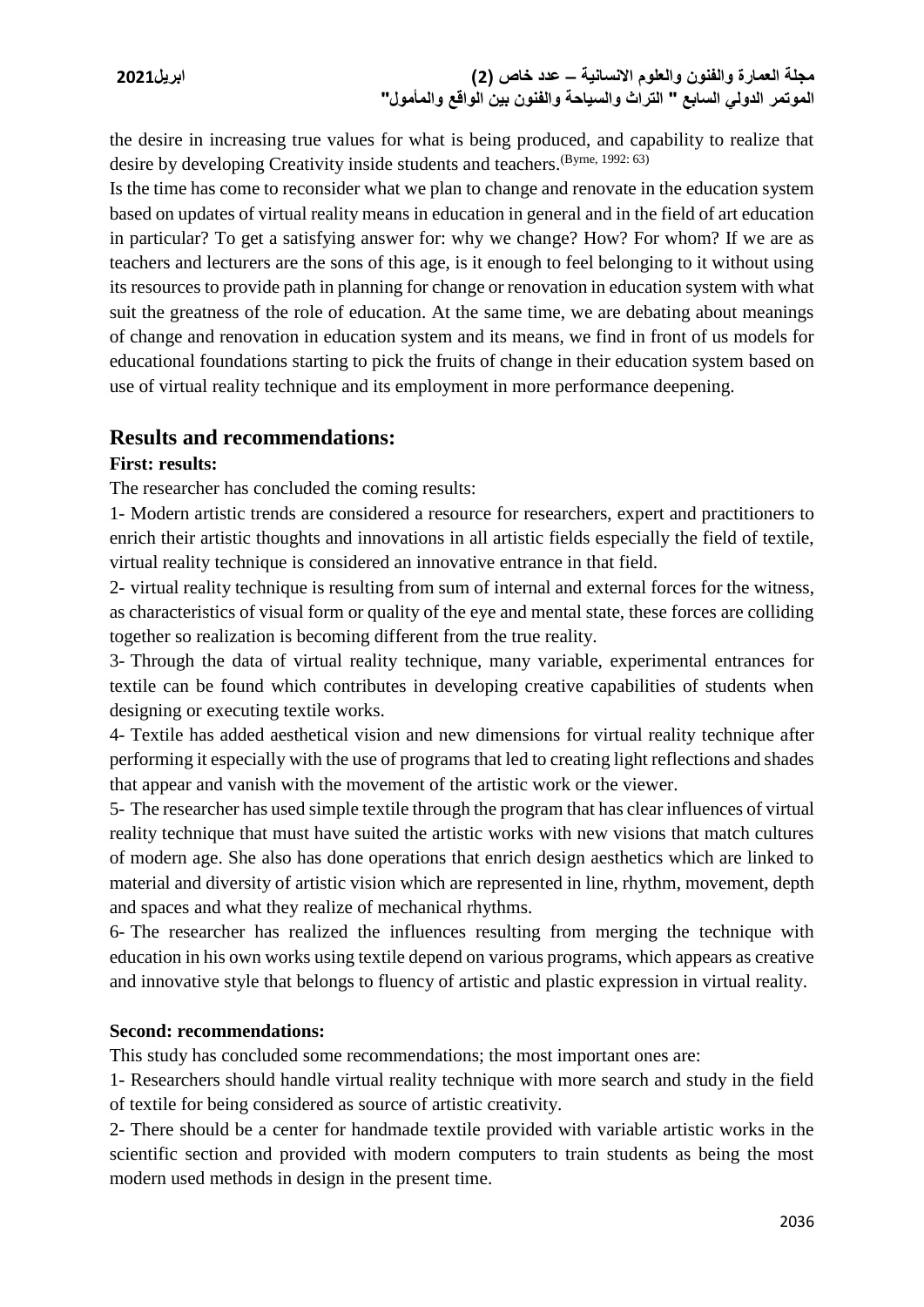the desire in increasing true values for what is being produced, and capability to realize that desire by developing Creativity inside students and teachers.[(Byrne, 1992: 63)]

Is the time has come to reconsider what we plan to change and renovate in the education system based on updates of virtual reality means in education in general and in the field of art education in particular? To get a satisfying answer for: why we change? How? For whom? If we are as teachers and lecturers are the sons of this age, is it enough to feel belonging to it without using its resources to provide path in planning for change or renovation in education system with what suit the greatness of the role of education. At the same time, we are debating about meanings of change and renovation in education system and its means, we find in front of us models for educational foundations starting to pick the fruits of change in their education system based on use of virtual reality technique and its employment in more performance deepening.

## Results and recommendations:

**First: results:**

The researcher has concluded the coming results:

1- Modern artistic trends are considered a resource for researchers, expert and practitioners to enrich their artistic thoughts and innovations in all artistic fields especially the field of textile, virtual reality technique is considered an innovative entrance in that field.

2- virtual reality technique is resulting from sum of internal and external forces for the witness, as characteristics of visual form or quality of the eye and mental state, these forces are colliding together so realization is becoming different from the true reality.

3- Through the data of virtual reality technique, many variable, experimental entrances for textile can be found which contributes in developing creative capabilities of students when designing or executing textile works.

4- Textile has added aesthetical vision and new dimensions for virtual reality technique after performing it especially with the use of programs that led to creating light reflections and shades that appear and vanish with the movement of the artistic work or the viewer.

5- The researcher has used simple textile through the program that has clear influences of virtual reality technique that must have suited the artistic works with new visions that match cultures of modern age. She also has done operations that enrich design aesthetics which are linked to material and diversity of artistic vision which are represented in line, rhythm, movement, depth and spaces and what they realize of mechanical rhythms.

6- The researcher has realized the influences resulting from merging the technique with education in his own works using textile depend on various programs, which appears as creative and innovative style that belongs to fluency of artistic and plastic expression in virtual reality.

**Second: recommendations:**

This study has concluded some recommendations; the most important ones are:

1- Researchers should handle virtual reality technique with more search and study in the field of textile for being considered as source of artistic creativity.

2- There should be a center for handmade textile provided with variable artistic works in the scientific section and provided with modern computers to train students as being the most modern used methods in design in the present time.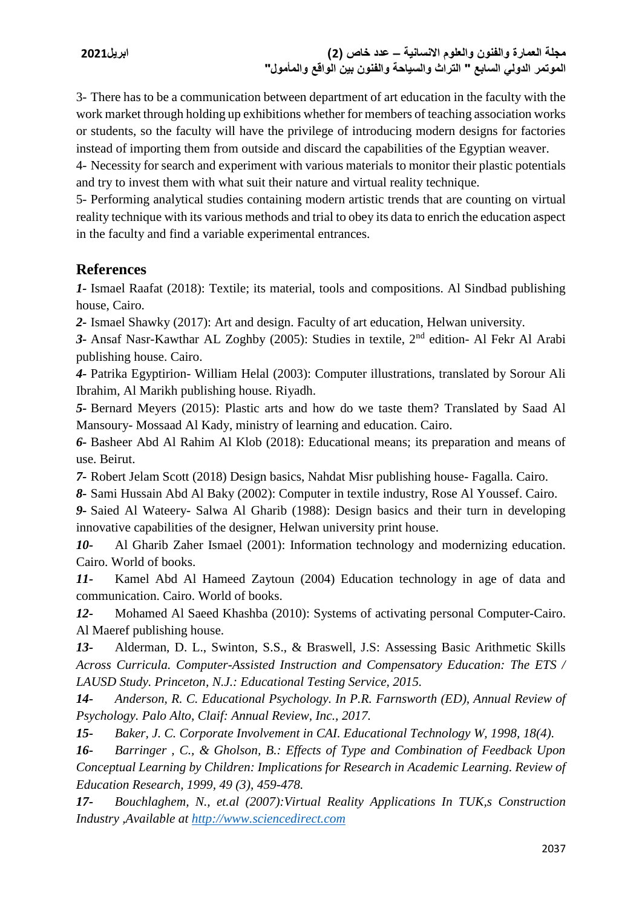3- There has to be a communication between department of art education in the faculty with the work market through holding up exhibitions whether for members of teaching association works or students, so the faculty will have the privilege of introducing modern designs for factories instead of importing them from outside and discard the capabilities of the Egyptian weaver.

4- Necessity for search and experiment with various materials to monitor their plastic potentials and try to invest them with what suit their nature and virtual reality technique.

5- Performing analytical studies containing modern artistic trends that are counting on virtual reality technique with its various methods and trial to obey its data to enrich the education aspect in the faculty and find a variable experimental entrances.

## References

***1-*** Ismael Raafat (2018): Textile; its material, tools and compositions. Al Sindbad publishing house, Cairo.

***2-*** Ismael Shawky (2017): Art and design. Faculty of art education, Helwan university.

***3-*** Ansaf Nasr-Kawthar AL Zoghby (2005): Studies in textile, 2nd edition- Al Fekr Al Arabi publishing house. Cairo.

***4-*** Patrika Egyptirion- William Helal (2003): Computer illustrations, translated by Sorour Ali Ibrahim, Al Marikh publishing house. Riyadh.

***5-*** Bernard Meyers (2015): Plastic arts and how do we taste them? Translated by Saad Al Mansoury- Mossaad Al Kady, ministry of learning and education. Cairo.

***6-*** Basheer Abd Al Rahim Al Klob (2018): Educational means; its preparation and means of use. Beirut.

***7-*** Robert Jelam Scott (2018) Design basics, Nahdat Misr publishing house- Fagalla. Cairo.

***8-*** Sami Hussain Abd Al Baky (2002): Computer in textile industry, Rose Al Youssef. Cairo.

***9-*** Saied Al Wateery- Salwa Al Gharib (1988): Design basics and their turn in developing innovative capabilities of the designer, Helwan university print house.

***10-*** Al Gharib Zaher Ismael (2001): Information technology and modernizing education. Cairo. World of books.

***11-*** Kamel Abd Al Hameed Zaytoun (2004) Education technology in age of data and communication. Cairo. World of books.

***12-*** Mohamed Al Saeed Khashba (2010): Systems of activating personal Computer-Cairo. Al Maeref publishing house.

***13-*** Alderman, D. L., Swinton, S.S., & Braswell, J.S: Assessing Basic Arithmetic Skills *Across Curricula. Computer-Assisted Instruction and Compensatory Education: The ETS / LAUSD Study. Princeton, N.J.: Educational Testing Service, 2015.*

***14-*** *Anderson, R. C. Educational Psychology. In P.R. Farnsworth (ED), Annual Review of Psychology. Palo Alto, Claif: Annual Review, Inc., 2017.*

***15-*** *Baker, J. C. Corporate Involvement in CAI. Educational Technology W, 1998, 18(4).*

***16-*** *Barringer , C., & Gholson, B.: Effects of Type and Combination of Feedback Upon Conceptual Learning by Children: Implications for Research in Academic Learning. Review of Education Research, 1999, 49 (3), 459-478.*

***17-*** *Bouchlaghem, N., et.al (2007):Virtual Reality Applications In TUK,s Construction Industry ,Available at http://www.sciencedirect.com*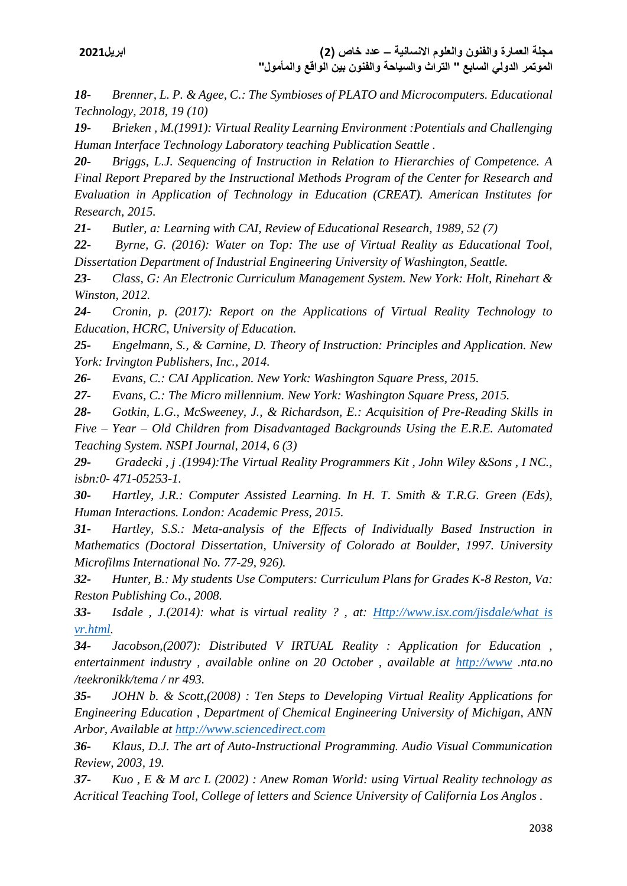***18-*** *Brenner, L. P. & Agee, C.: The Symbioses of PLATO and Microcomputers. Educational Technology, 2018, 19 (10)*

***19-*** *Brieken , M.(1991): Virtual Reality Learning Environment :Potentials and Challenging Human Interface Technology Laboratory teaching Publication Seattle .*

***20-*** *Briggs, L.J. Sequencing of Instruction in Relation to Hierarchies of Competence. A Final Report Prepared by the Instructional Methods Program of the Center for Research and Evaluation in Application of Technology in Education (CREAT). American Institutes for Research, 2015.*

***21-*** *Butler, a: Learning with CAI, Review of Educational Research, 1989, 52 (7)*

***22-*** *Byrne, G. (2016): Water on Top: The use of Virtual Reality as Educational Tool, Dissertation Department of Industrial Engineering University of Washington, Seattle.*

***23-*** *Class, G: An Electronic Curriculum Management System. New York: Holt, Rinehart & Winston, 2012.*

***24-*** *Cronin, p. (2017): Report on the Applications of Virtual Reality Technology to Education, HCRC, University of Education.*

***25-*** *Engelmann, S., & Carnine, D. Theory of Instruction: Principles and Application. New York: Irvington Publishers, Inc., 2014.*

***26-*** *Evans, C.: CAI Application. New York: Washington Square Press, 2015.*

***27-*** *Evans, C.: The Micro millennium. New York: Washington Square Press, 2015.*

***28-*** *Gotkin, L.G., McSweeney, J., & Richardson, E.: Acquisition of Pre-Reading Skills in Five – Year – Old Children from Disadvantaged Backgrounds Using the E.R.E. Automated Teaching System. NSPI Journal, 2014, 6 (3)*

***29-*** *Gradecki , j .(1994):The Virtual Reality Programmers Kit , John Wiley &Sons , I NC., isbn:0- 471-05253-1.*

***30-*** *Hartley, J.R.: Computer Assisted Learning. In H. T. Smith & T.R.G. Green (Eds), Human Interactions. London: Academic Press, 2015.*

***31-*** *Hartley, S.S.: Meta-analysis of the Effects of Individually Based Instruction in Mathematics (Doctoral Dissertation, University of Colorado at Boulder, 1997. University Microfilms International No. 77-29, 926).*

***32-*** *Hunter, B.: My students Use Computers: Curriculum Plans for Grades K-8 Reston, Va: Reston Publishing Co., 2008.*

***33-*** *Isdale , J.(2014): what is virtual reality ? , at: Http://www.isx.com/jisdale/what is vr.html.*

***34-*** *Jacobson,(2007): Distributed V IRTUAL Reality : Application for Education , entertainment industry , available online on 20 October , available at http://www .nta.no /teekronikk/tema / nr 493.*

***35-*** *JOHN b. & Scott,(2008) : Ten Steps to Developing Virtual Reality Applications for Engineering Education , Department of Chemical Engineering University of Michigan, ANN Arbor, Available at http://www.sciencedirect.com*

***36-*** *Klaus, D.J. The art of Auto-Instructional Programming. Audio Visual Communication Review, 2003, 19.*

***37-*** *Kuo , E & M arc L (2002) : Anew Roman World: using Virtual Reality technology as Acritical Teaching Tool, College of letters and Science University of California Los Anglos .*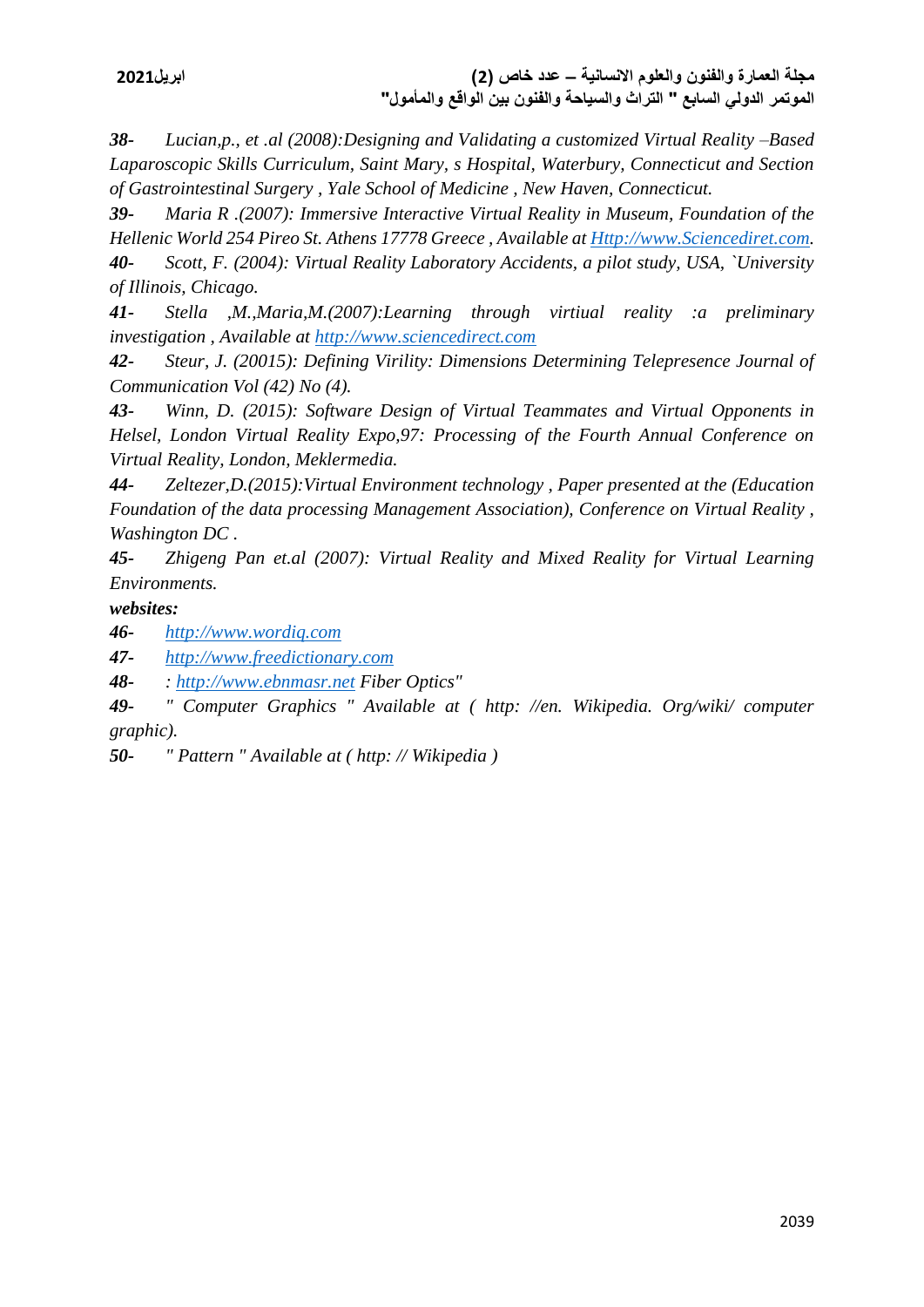*38- Lucian,p., et .al (2008):Designing and Validating a customized Virtual Reality –Based Laparoscopic Skills Curriculum, Saint Mary, s Hospital, Waterbury, Connecticut and Section of Gastrointestinal Surgery , Yale School of Medicine , New Haven, Connecticut.*

*39- Maria R .(2007): Immersive Interactive Virtual Reality in Museum, Foundation of the Hellenic World 254 Pireo St. Athens 17778 Greece , Available at Http://www.Sciencediret.com.*

*40- Scott, F. (2004): Virtual Reality Laboratory Accidents, a pilot study, USA, `University of Illinois, Chicago.*

*41- Stella ,M.,Maria,M.(2007):Learning through virtiual reality :a preliminary investigation , Available at http://www.sciencedirect.com*

*42- Steur, J. (20015): Defining Virility: Dimensions Determining Telepresence Journal of Communication Vol (42) No (4).*

*43- Winn, D. (2015): Software Design of Virtual Teammates and Virtual Opponents in Helsel, London Virtual Reality Expo,97: Processing of the Fourth Annual Conference on Virtual Reality, London, Meklermedia.*

*44- Zeltezer,D.(2015):Virtual Environment technology , Paper presented at the (Education Foundation of the data processing Management Association), Conference on Virtual Reality , Washington DC .*

*45- Zhigeng Pan et.al (2007): Virtual Reality and Mixed Reality for Virtual Learning Environments.*

***websites:***

*46- http://www.wordiq.com*

*47- http://www.freedictionary.com*

*48- : http://www.ebnmasr.net Fiber Optics"*

*49- " Computer Graphics " Available at ( http: //en. Wikipedia. Org/wiki/ computer graphic).*

*50- " Pattern " Available at ( http: // Wikipedia )*